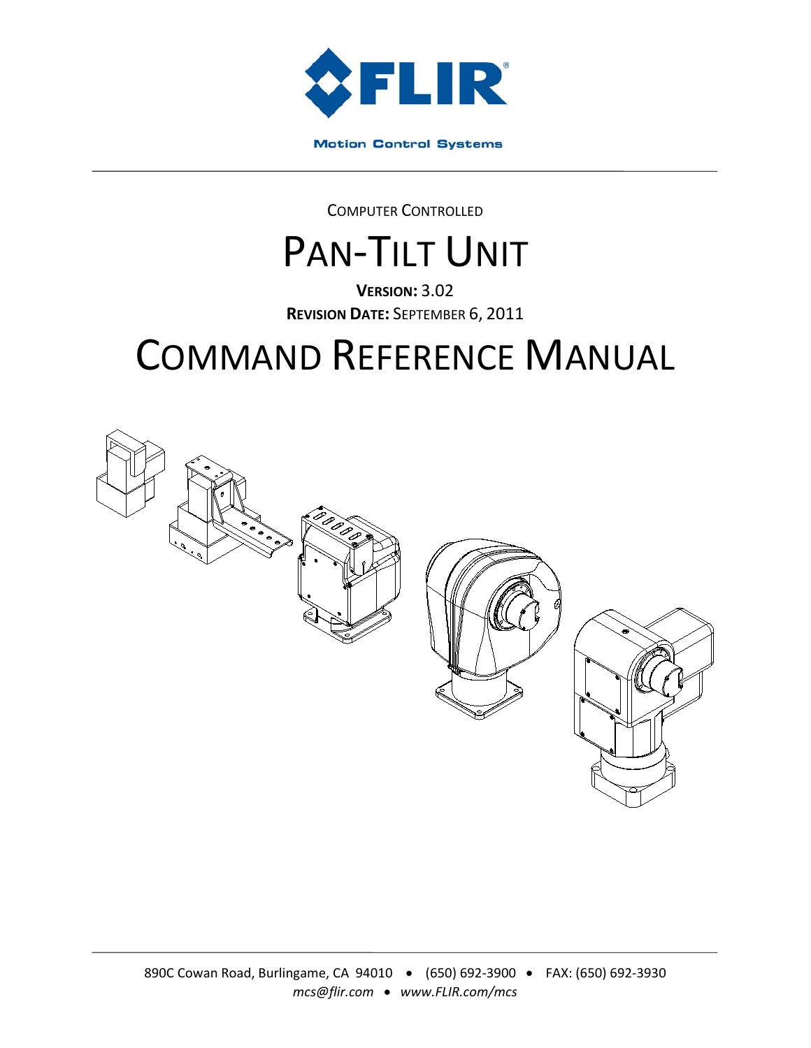FLIR

Motion Control Systems

COMPUTER CONTROLLED

# PAN-TILT UNIT

**VERSION:** 3.02

**REVISION DATE:** SEPTEMBER 6, 2011

# COMMAND REFERENCE MANUAL

890C Cowan Road, Burlingame, CA 94010 • (650) 692-3900 • FAX: (650) 692-3930

*mcs@flir.com* • *www.FLIR.com/mcs*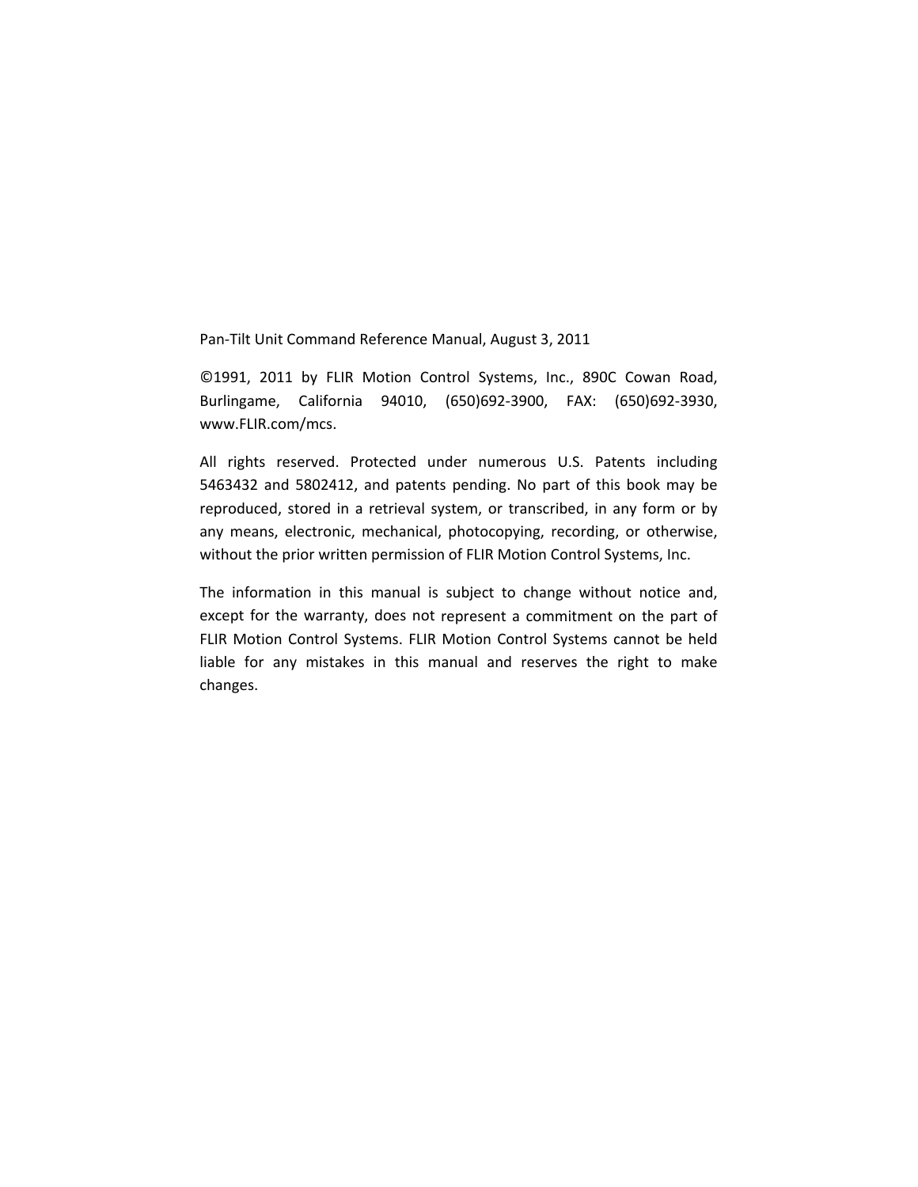Pan-Tilt Unit Command Reference Manual, August 3, 2011

©1991, 2011 by FLIR Motion Control Systems, Inc., 890C Cowan Road, Burlingame, California 94010, (650)692-3900, FAX: (650)692-3930, www.FLIR.com/mcs.

All rights reserved. Protected under numerous U.S. Patents including 5463432 and 5802412, and patents pending. No part of this book may be reproduced, stored in a retrieval system, or transcribed, in any form or by any means, electronic, mechanical, photocopying, recording, or otherwise, without the prior written permission of FLIR Motion Control Systems, Inc.

The information in this manual is subject to change without notice and, except for the warranty, does not represent a commitment on the part of FLIR Motion Control Systems. FLIR Motion Control Systems cannot be held liable for any mistakes in this manual and reserves the right to make changes.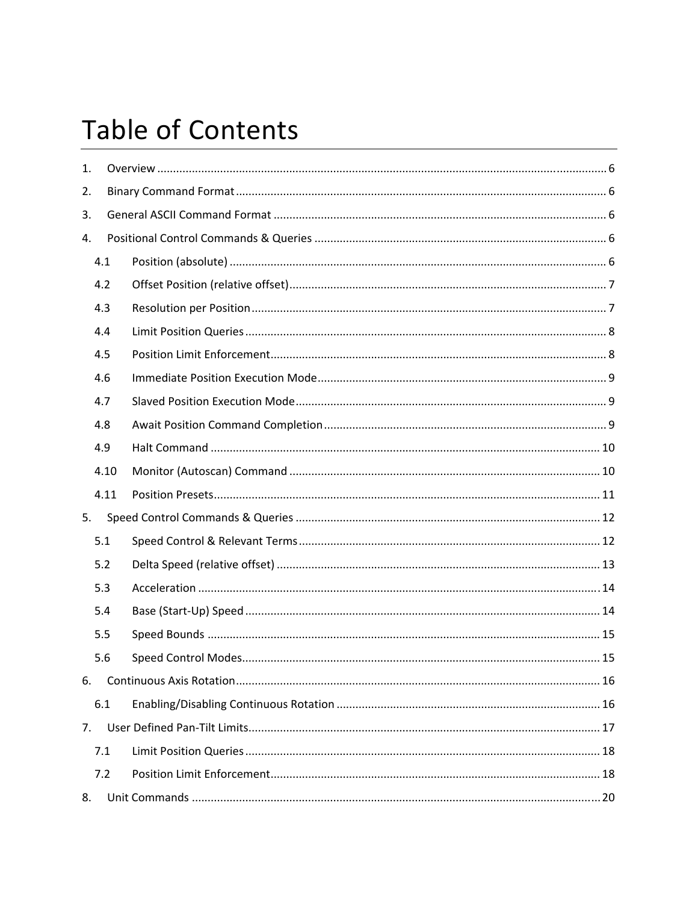# Table of Contents

1. Overview ........................................ 6
2. Binary Command Format ........................................ 6
3. General ASCII Command Format ........................................ 6
4. Positional Control Commands & Queries ........................................ 6
   - 4.1 Position (absolute) ........................................ 6
   - 4.2 Offset Position (relative offset) ........................................ 7
   - 4.3 Resolution per Position ........................................ 7
   - 4.4 Limit Position Queries ........................................ 8
   - 4.5 Position Limit Enforcement ........................................ 8
   - 4.6 Immediate Position Execution Mode ........................................ 9
   - 4.7 Slaved Position Execution Mode ........................................ 9
   - 4.8 Await Position Command Completion ........................................ 9
   - 4.9 Halt Command ........................................ 10
   - 4.10 Monitor (Autoscan) Command ........................................ 10
   - 4.11 Position Presets ........................................ 11
5. Speed Control Commands & Queries ........................................ 12
   - 5.1 Speed Control & Relevant Terms ........................................ 12
   - 5.2 Delta Speed (relative offset) ........................................ 13
   - 5.3 Acceleration ........................................ 14
   - 5.4 Base (Start-Up) Speed ........................................ 14
   - 5.5 Speed Bounds ........................................ 15
   - 5.6 Speed Control Modes ........................................ 15
6. Continuous Axis Rotation ........................................ 16
   - 6.1 Enabling/Disabling Continuous Rotation ........................................ 16
7. User Defined Pan-Tilt Limits ........................................ 17
   - 7.1 Limit Position Queries ........................................ 18
   - 7.2 Position Limit Enforcement ........................................ 18
8. Unit Commands ........................................ 20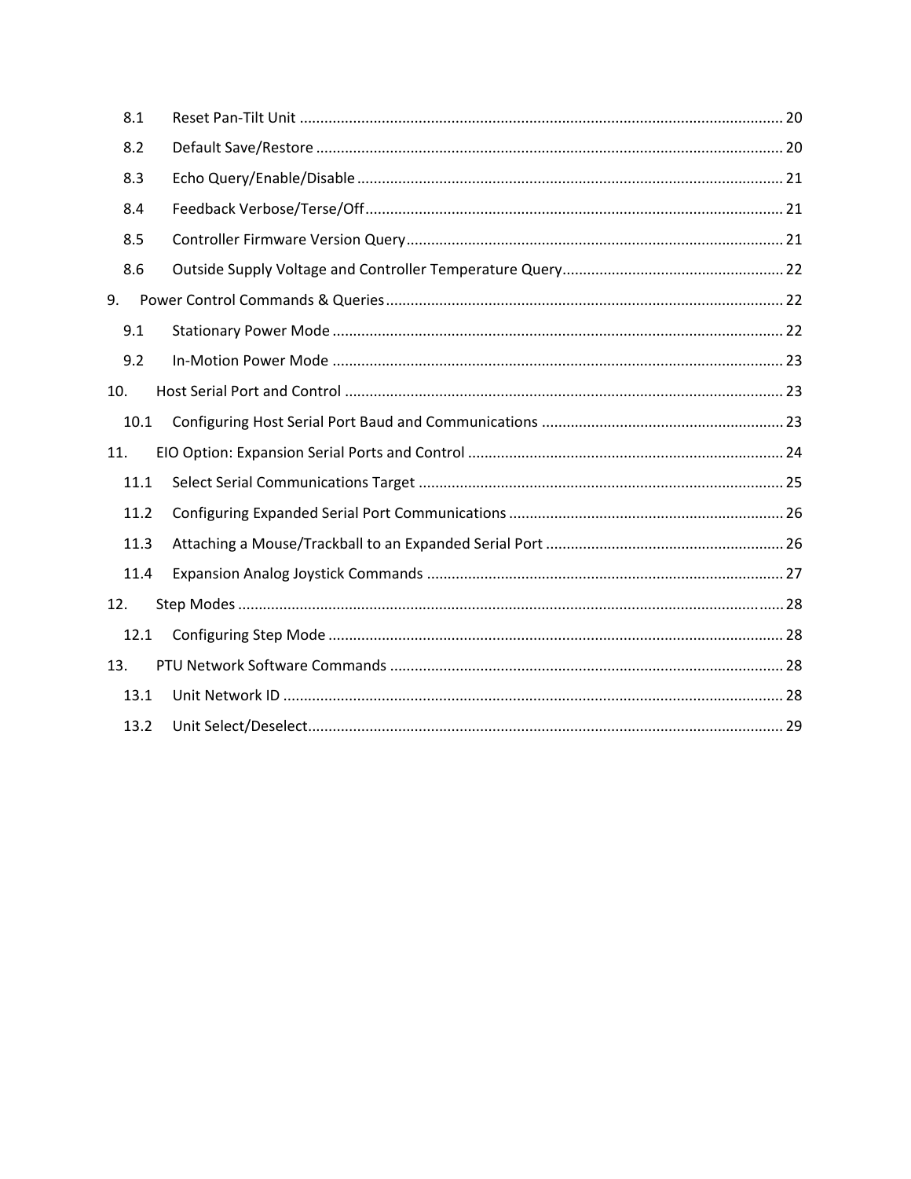8.1 Reset Pan-Tilt Unit ..... 20

8.2 Default Save/Restore ..... 20

8.3 Echo Query/Enable/Disable ..... 21

8.4 Feedback Verbose/Terse/Off ..... 21

8.5 Controller Firmware Version Query ..... 21

8.6 Outside Supply Voltage and Controller Temperature Query ..... 22

9. Power Control Commands & Queries ..... 22

9.1 Stationary Power Mode ..... 22

9.2 In-Motion Power Mode ..... 23

10. Host Serial Port and Control ..... 23

10.1 Configuring Host Serial Port Baud and Communications ..... 23

11. EIO Option: Expansion Serial Ports and Control ..... 24

11.1 Select Serial Communications Target ..... 25

11.2 Configuring Expanded Serial Port Communications ..... 26

11.3 Attaching a Mouse/Trackball to an Expanded Serial Port ..... 26

11.4 Expansion Analog Joystick Commands ..... 27

12. Step Modes ..... 28

12.1 Configuring Step Mode ..... 28

13. PTU Network Software Commands ..... 28

13.1 Unit Network ID ..... 28

13.2 Unit Select/Deselect ..... 29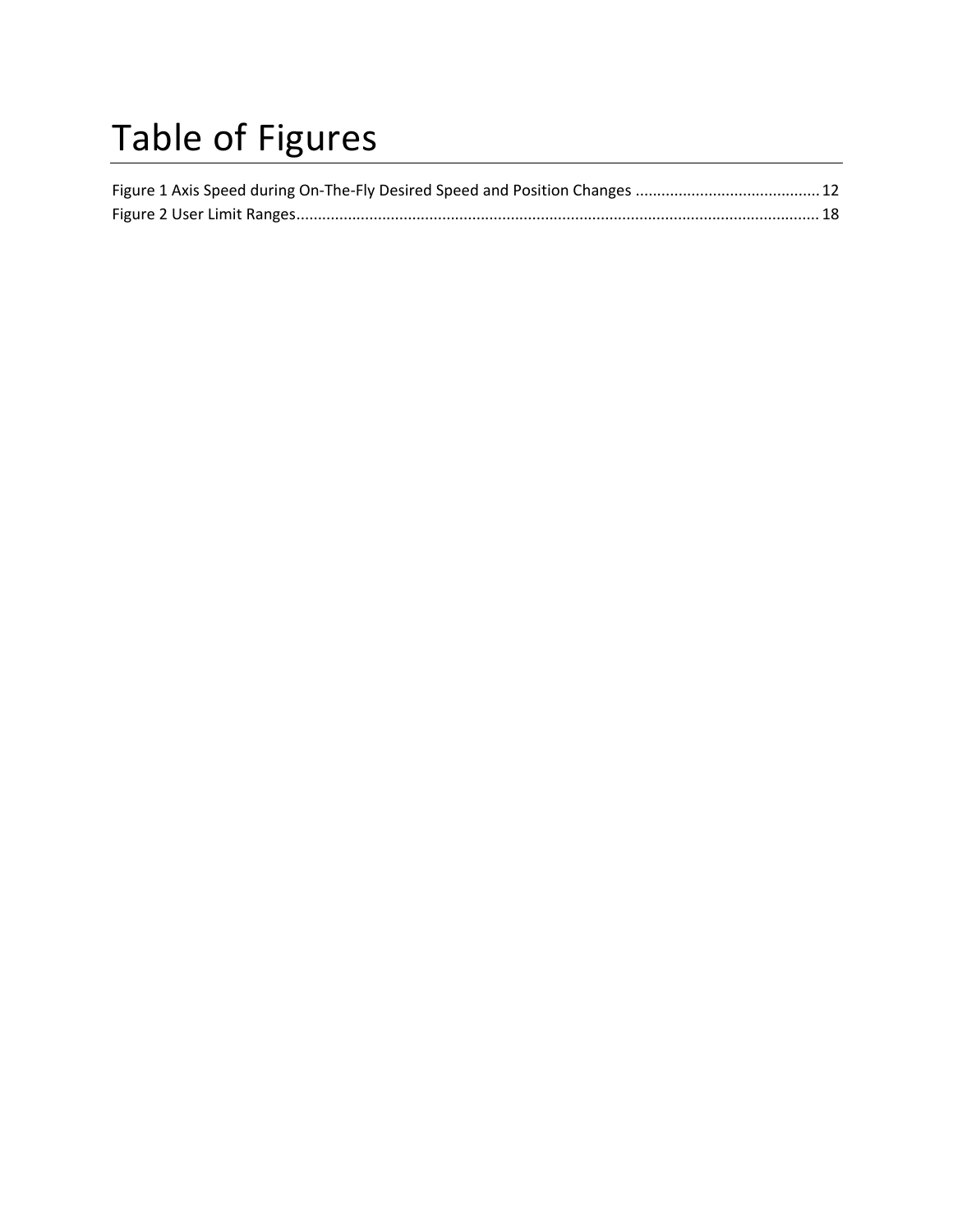# Table of Figures

Figure 1 Axis Speed during On-The-Fly Desired Speed and Position Changes ........................................... 12
Figure 2 User Limit Ranges.......................................................................................................................... 18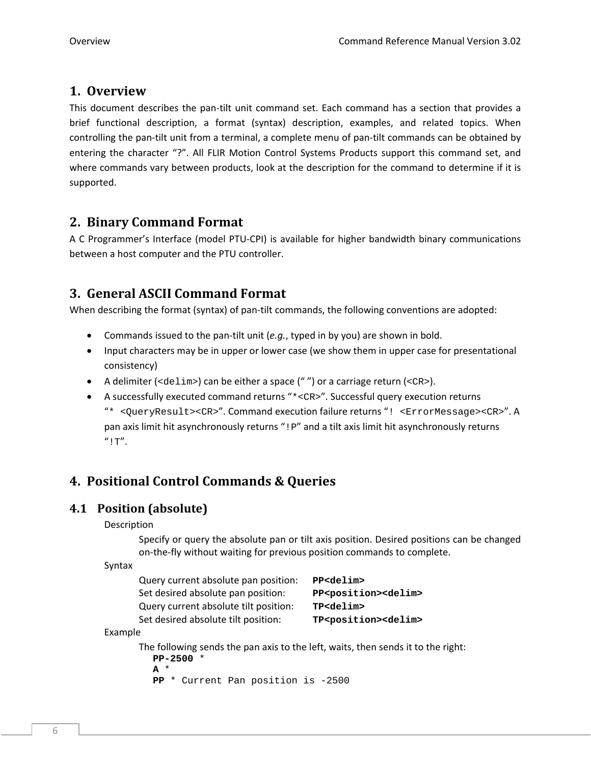# 1. Overview

This document describes the pan-tilt unit command set. Each command has a section that provides a brief functional description, a format (syntax) description, examples, and related topics. When controlling the pan-tilt unit from a terminal, a complete menu of pan-tilt commands can be obtained by entering the character "?". All FLIR Motion Control Systems Products support this command set, and where commands vary between products, look at the description for the command to determine if it is supported.

# 2. Binary Command Format

A C Programmer's Interface (model PTU-CPI) is available for higher bandwidth binary communications between a host computer and the PTU controller.

# 3. General ASCII Command Format

When describing the format (syntax) of pan-tilt commands, the following conventions are adopted:

- Commands issued to the pan-tilt unit (*e.g.*, typed in by you) are shown in bold.
- Input characters may be in upper or lower case (we show them in upper case for presentational consistency)
- A delimiter (`<delim>`) can be either a space (" ") or a carriage return (`<CR>`).
- A successfully executed command returns "`*<CR>`". Successful query execution returns "`* <QueryResult><CR>`". Command execution failure returns "`! <ErrorMessage><CR>`". A pan axis limit hit asynchronously returns "`!P`" and a tilt axis limit hit asynchronously returns "`!T`".

# 4. Positional Control Commands & Queries

## 4.1 Position (absolute)

Description

Specify or query the absolute pan or tilt axis position. Desired positions can be changed on-the-fly without waiting for previous position commands to complete.

Syntax

| | |
|---|---|
| Query current absolute pan position: | **`PP<delim>`** |
| Set desired absolute pan position: | **`PP<position><delim>`** |
| Query current absolute tilt position: | **`TP<delim>`** |
| Set desired absolute tilt position: | **`TP<position><delim>`** |

Example

The following sends the pan axis to the left, waits, then sends it to the right:

```
PP-2500 *
A *
PP * Current Pan position is -2500
```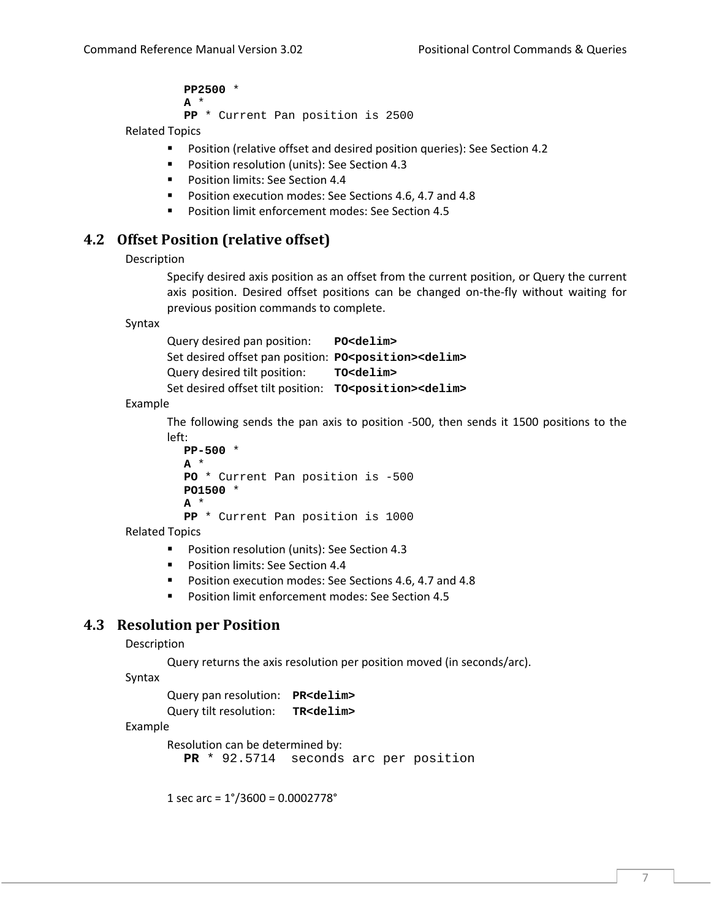```
PP2500 *
A *
PP * Current Pan position is 2500
```

Related Topics

- Position (relative offset and desired position queries): See Section 4.2
- Position resolution (units): See Section 4.3
- Position limits: See Section 4.4
- Position execution modes: See Sections 4.6, 4.7 and 4.8
- Position limit enforcement modes: See Section 4.5

## 4.2 Offset Position (relative offset)

Description

Specify desired axis position as an offset from the current position, or Query the current axis position. Desired offset positions can be changed on-the-fly without waiting for previous position commands to complete.

Syntax

Query desired pan position: **PO<delim>**
Set desired offset pan position: **PO<position><delim>**
Query desired tilt position: **TO<delim>**
Set desired offset tilt position: **TO<position><delim>**

Example

The following sends the pan axis to position -500, then sends it 1500 positions to the left:

```
PP-500 *
A *
PO * Current Pan position is -500
PO1500 *
A *
PP * Current Pan position is 1000
```

Related Topics

- Position resolution (units): See Section 4.3
- Position limits: See Section 4.4
- Position execution modes: See Sections 4.6, 4.7 and 4.8
- Position limit enforcement modes: See Section 4.5

## 4.3 Resolution per Position

Description

Query returns the axis resolution per position moved (in seconds/arc).

Syntax

Query pan resolution: **PR<delim>**
Query tilt resolution: **TR<delim>**

Example

Resolution can be determined by:

```
PR * 92.5714  seconds arc per position
```

1 sec arc = 1°/3600 = 0.0002778°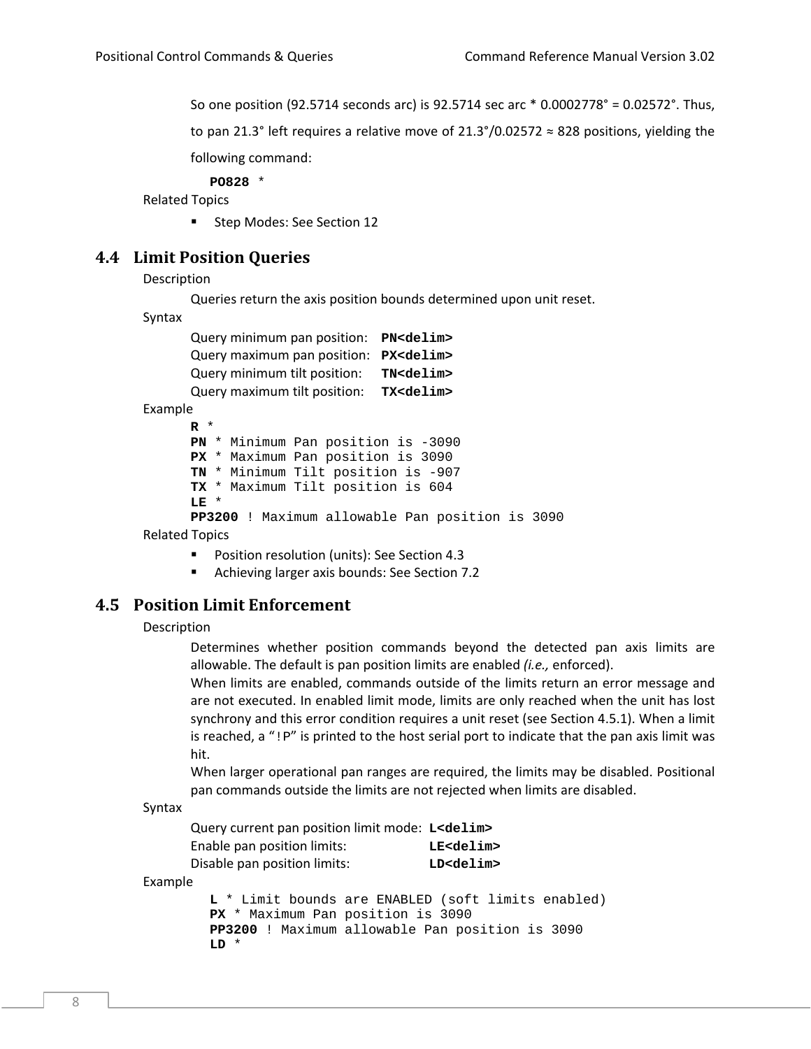So one position (92.5714 seconds arc) is 92.5714 sec arc * 0.0002778° = 0.02572°. Thus, to pan 21.3° left requires a relative move of 21.3°/0.02572 ≈ 828 positions, yielding the following command:

```
PO828 *
```

Related Topics

- Step Modes: See Section 12

## 4.4 Limit Position Queries

Description

Queries return the axis position bounds determined upon unit reset.

Syntax

Query minimum pan position: **PN<delim>**
Query maximum pan position: **PX<delim>**
Query minimum tilt position: **TN<delim>**
Query maximum tilt position: **TX<delim>**

Example

```
R *
PN * Minimum Pan position is -3090
PX * Maximum Pan position is 3090
TN * Minimum Tilt position is -907
TX * Maximum Tilt position is 604
LE *
PP3200 ! Maximum allowable Pan position is 3090
```

Related Topics

- Position resolution (units): See Section 4.3
- Achieving larger axis bounds: See Section 7.2

## 4.5 Position Limit Enforcement

Description

Determines whether position commands beyond the detected pan axis limits are allowable. The default is pan position limits are enabled *(i.e.,* enforced).

When limits are enabled, commands outside of the limits return an error message and are not executed. In enabled limit mode, limits are only reached when the unit has lost synchrony and this error condition requires a unit reset (see Section 4.5.1). When a limit is reached, a "!P" is printed to the host serial port to indicate that the pan axis limit was hit.

When larger operational pan ranges are required, the limits may be disabled. Positional pan commands outside the limits are not rejected when limits are disabled.

Syntax

Query current pan position limit mode: **L<delim>**
Enable pan position limits: **LE<delim>**
Disable pan position limits: **LD<delim>**

Example

```
L * Limit bounds are ENABLED (soft limits enabled)
PX * Maximum Pan position is 3090
PP3200 ! Maximum allowable Pan position is 3090
LD *
```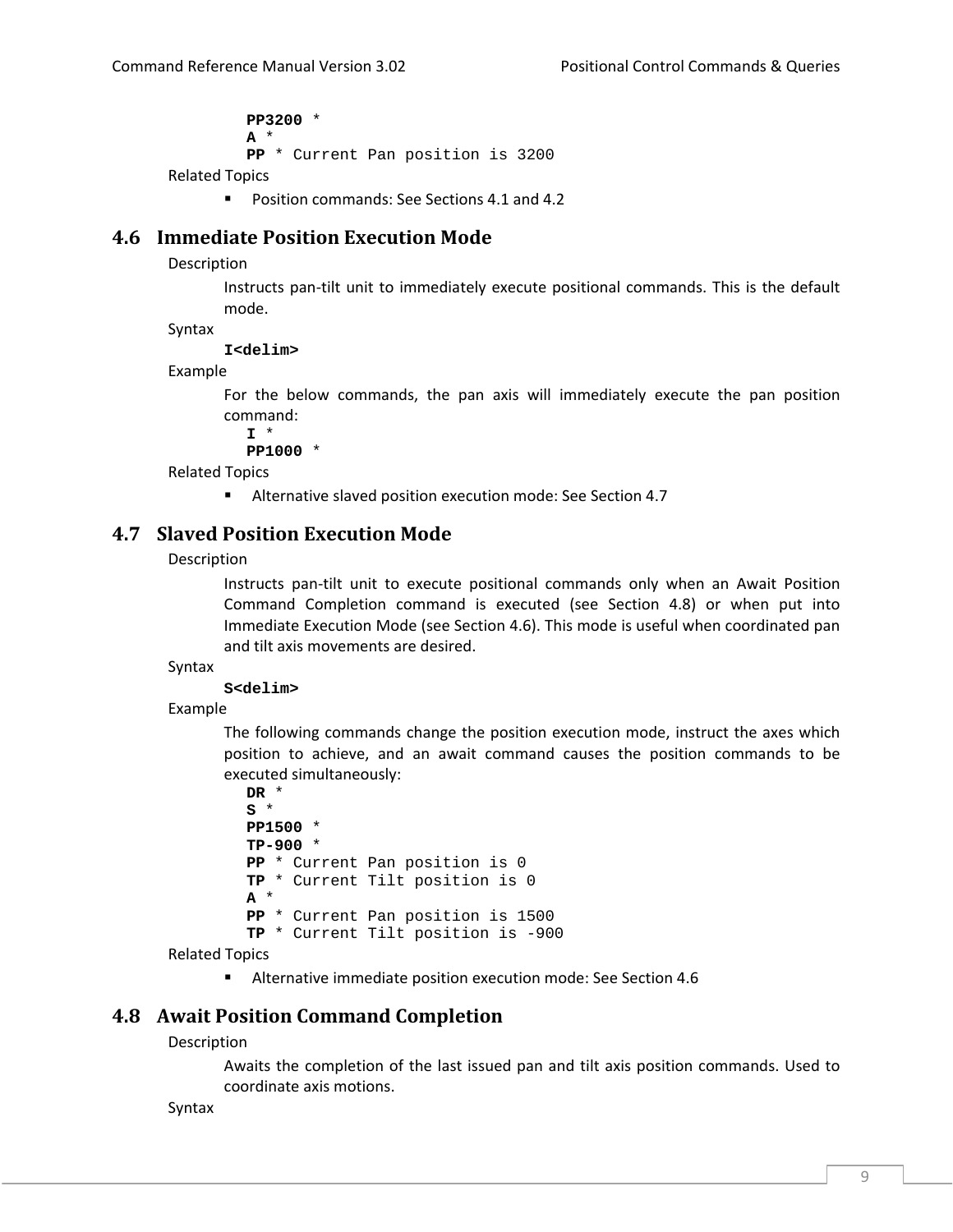```
PP3200 *
A *
PP * Current Pan position is 3200
```

Related Topics

- Position commands: See Sections 4.1 and 4.2

## 4.6 Immediate Position Execution Mode

Description

Instructs pan-tilt unit to immediately execute positional commands. This is the default mode.

Syntax

**I<delim>**

Example

For the below commands, the pan axis will immediately execute the pan position command:

```
I *
PP1000 *
```

Related Topics

- Alternative slaved position execution mode: See Section 4.7

## 4.7 Slaved Position Execution Mode

Description

Instructs pan-tilt unit to execute positional commands only when an Await Position Command Completion command is executed (see Section 4.8) or when put into Immediate Execution Mode (see Section 4.6). This mode is useful when coordinated pan and tilt axis movements are desired.

Syntax

**S<delim>**

Example

The following commands change the position execution mode, instruct the axes which position to achieve, and an await command causes the position commands to be executed simultaneously:

```
DR *
S *
PP1500 *
TP-900 *
PP * Current Pan position is 0
TP * Current Tilt position is 0
A *
PP * Current Pan position is 1500
TP * Current Tilt position is -900
```

Related Topics

- Alternative immediate position execution mode: See Section 4.6

## 4.8 Await Position Command Completion

Description

Awaits the completion of the last issued pan and tilt axis position commands. Used to coordinate axis motions.

Syntax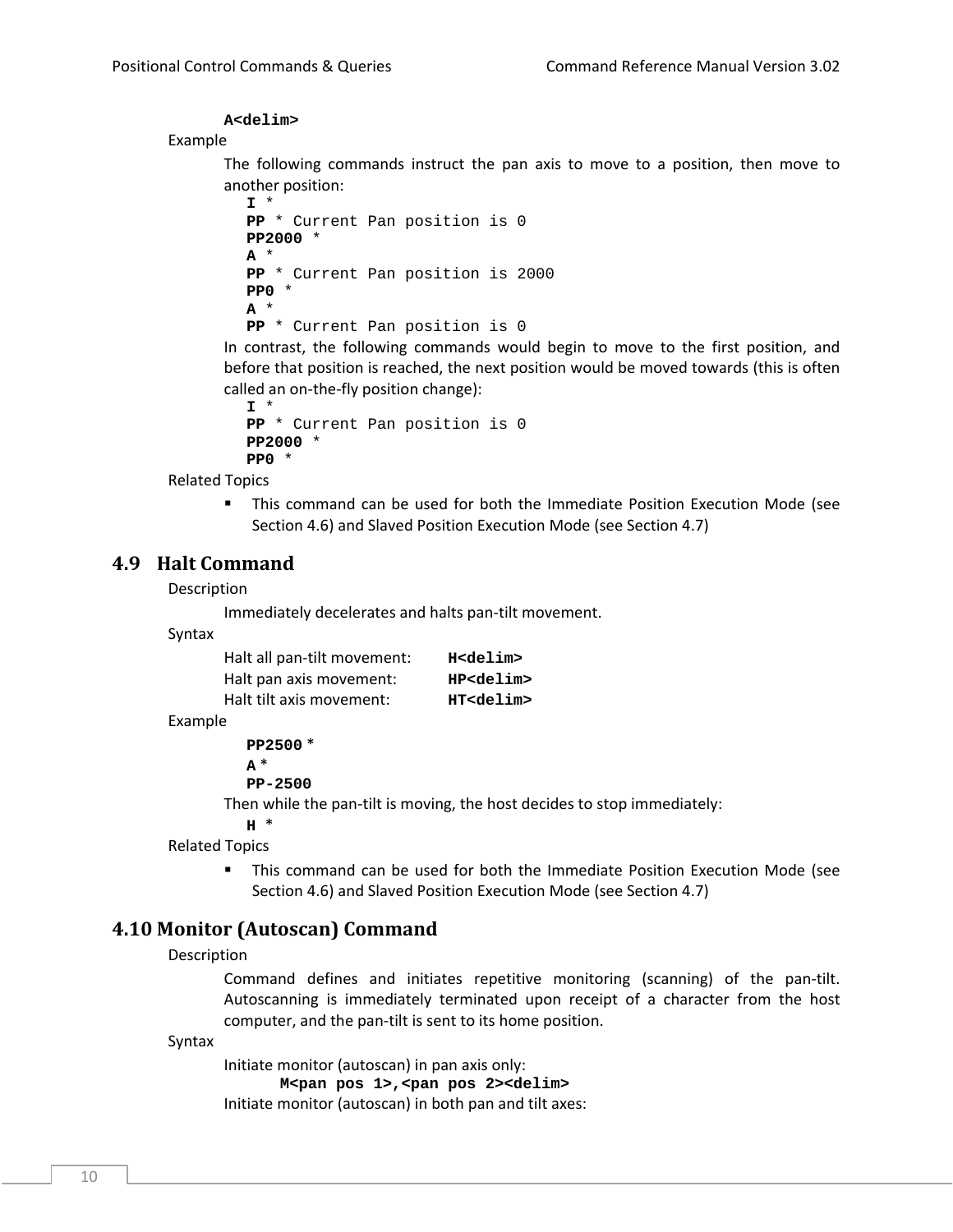**A<delim>**

Example

The following commands instruct the pan axis to move to a position, then move to another position:

```
I *
PP * Current Pan position is 0
PP2000 *
A *
PP * Current Pan position is 2000
PP0 *
A *
PP * Current Pan position is 0
```

In contrast, the following commands would begin to move to the first position, and before that position is reached, the next position would be moved towards (this is often called an on-the-fly position change):

```
I *
PP * Current Pan position is 0
PP2000 *
PP0 *
```

Related Topics

- This command can be used for both the Immediate Position Execution Mode (see Section 4.6) and Slaved Position Execution Mode (see Section 4.7)

## 4.9 Halt Command

Description

Immediately decelerates and halts pan-tilt movement.

Syntax

Halt all pan-tilt movement: **H<delim>**
Halt pan axis movement: **HP<delim>**
Halt tilt axis movement: **HT<delim>**

Example

```
PP2500 *
A *
PP-2500
```

Then while the pan-tilt is moving, the host decides to stop immediately:

```
H *
```

Related Topics

- This command can be used for both the Immediate Position Execution Mode (see Section 4.6) and Slaved Position Execution Mode (see Section 4.7)

## 4.10 Monitor (Autoscan) Command

Description

Command defines and initiates repetitive monitoring (scanning) of the pan-tilt. Autoscanning is immediately terminated upon receipt of a character from the host computer, and the pan-tilt is sent to its home position.

Syntax

Initiate monitor (autoscan) in pan axis only:

**M<pan pos 1>,<pan pos 2><delim>**

Initiate monitor (autoscan) in both pan and tilt axes: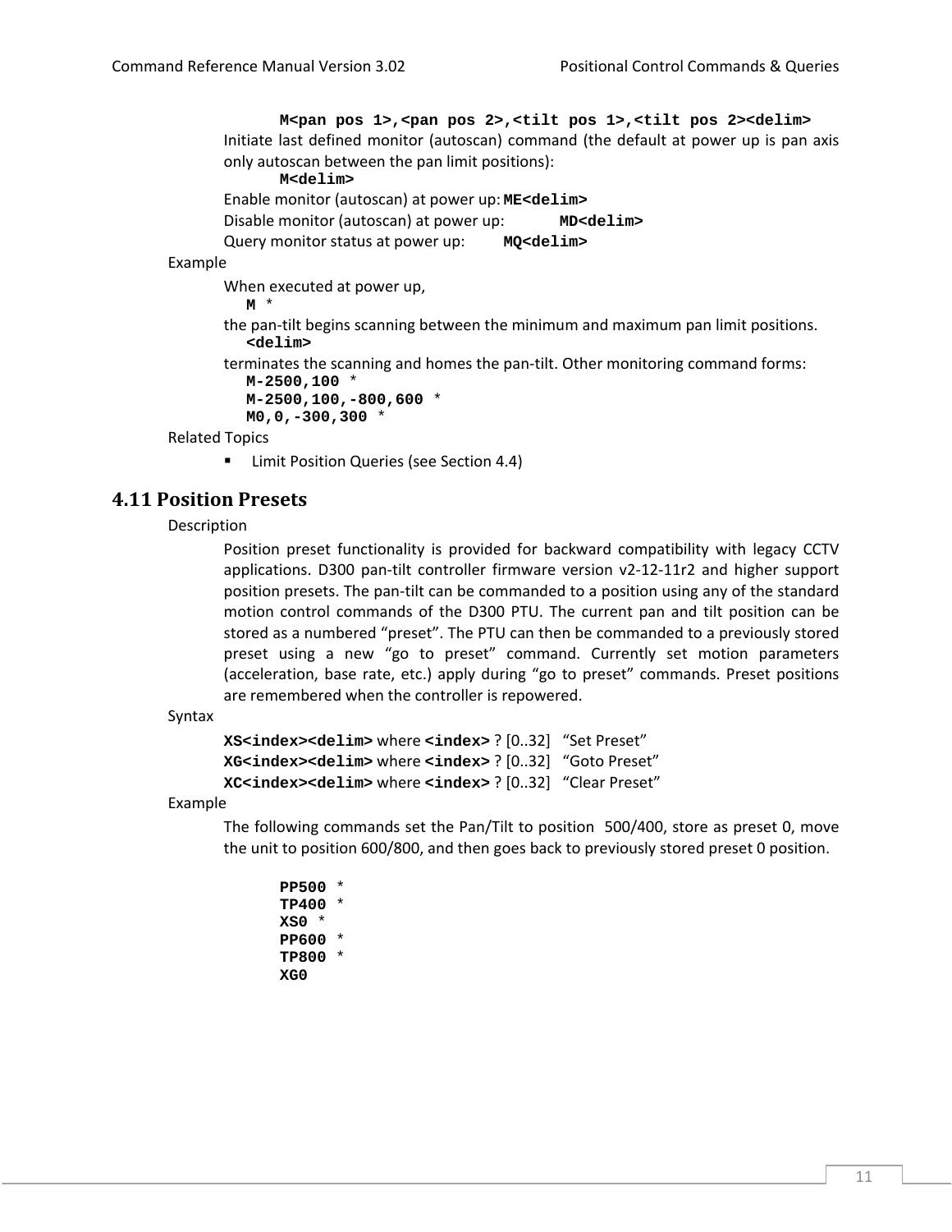**M<pan pos 1>,<pan pos 2>,<tilt pos 1>,<tilt pos 2><delim>**

Initiate last defined monitor (autoscan) command (the default at power up is pan axis only autoscan between the pan limit positions):

**M<delim>**

Enable monitor (autoscan) at power up: **ME<delim>**

Disable monitor (autoscan) at power up: **MD<delim>**

Query monitor status at power up: **MQ<delim>**

Example

When executed at power up,

```
M *
```

the pan-tilt begins scanning between the minimum and maximum pan limit positions.

```
<delim>
```

terminates the scanning and homes the pan-tilt. Other monitoring command forms:

```
M-2500,100 *
M-2500,100,-800,600 *
M0,0,-300,300 *
```

Related Topics

- Limit Position Queries (see Section 4.4)

## 4.11 Position Presets

Description

Position preset functionality is provided for backward compatibility with legacy CCTV applications. D300 pan-tilt controller firmware version v2-12-11r2 and higher support position presets. The pan-tilt can be commanded to a position using any of the standard motion control commands of the D300 PTU. The current pan and tilt position can be stored as a numbered "preset". The PTU can then be commanded to a previously stored preset using a new "go to preset" command. Currently set motion parameters (acceleration, base rate, etc.) apply during "go to preset" commands. Preset positions are remembered when the controller is repowered.

Syntax

**XS<index><delim>** where **<index>** ? [0..32] "Set Preset"

**XG<index><delim>** where **<index>** ? [0..32] "Goto Preset"

**XC<index><delim>** where **<index>** ? [0..32] "Clear Preset"

Example

The following commands set the Pan/Tilt to position 500/400, store as preset 0, move the unit to position 600/800, and then goes back to previously stored preset 0 position.

```
PP500 *
TP400 *
XS0 *
PP600 *
TP800 *
XG0
```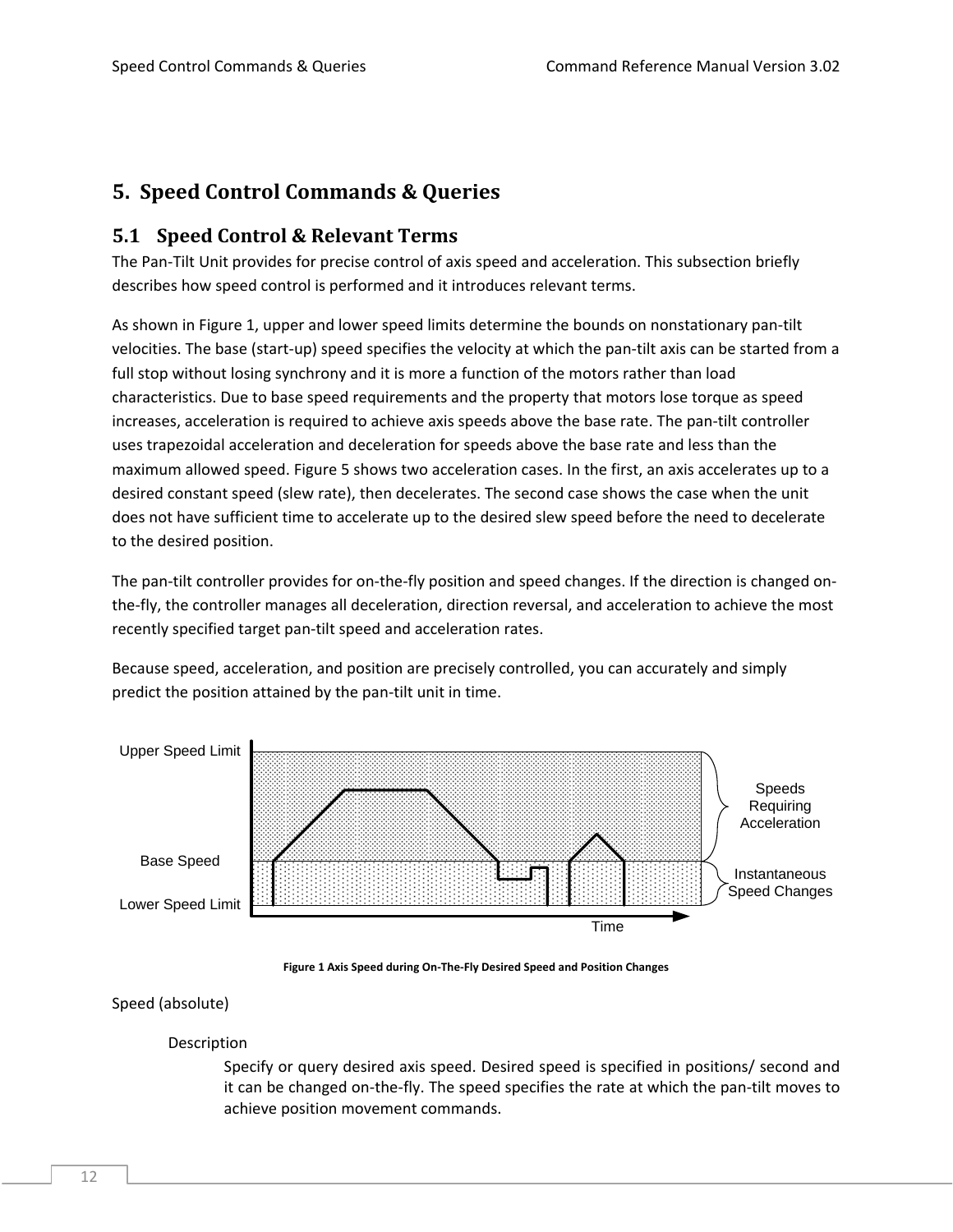# 5. Speed Control Commands & Queries

## 5.1 Speed Control & Relevant Terms

The Pan-Tilt Unit provides for precise control of axis speed and acceleration. This subsection briefly describes how speed control is performed and it introduces relevant terms.

As shown in Figure 1, upper and lower speed limits determine the bounds on nonstationary pan-tilt velocities. The base (start-up) speed specifies the velocity at which the pan-tilt axis can be started from a full stop without losing synchrony and it is more a function of the motors rather than load characteristics. Due to base speed requirements and the property that motors lose torque as speed increases, acceleration is required to achieve axis speeds above the base rate. The pan-tilt controller uses trapezoidal acceleration and deceleration for speeds above the base rate and less than the maximum allowed speed. Figure 5 shows two acceleration cases. In the first, an axis accelerates up to a desired constant speed (slew rate), then decelerates. The second case shows the case when the unit does not have sufficient time to accelerate up to the desired slew speed before the need to decelerate to the desired position.

The pan-tilt controller provides for on-the-fly position and speed changes. If the direction is changed on-the-fly, the controller manages all deceleration, direction reversal, and acceleration to achieve the most recently specified target pan-tilt speed and acceleration rates.

Because speed, acceleration, and position are precisely controlled, you can accurately and simply predict the position attained by the pan-tilt unit in time.

Figure 1 Axis Speed during On-The-Fly Desired Speed and Position Changes

Speed (absolute)

Description

Specify or query desired axis speed. Desired speed is specified in positions/ second and it can be changed on-the-fly. The speed specifies the rate at which the pan-tilt moves to achieve position movement commands.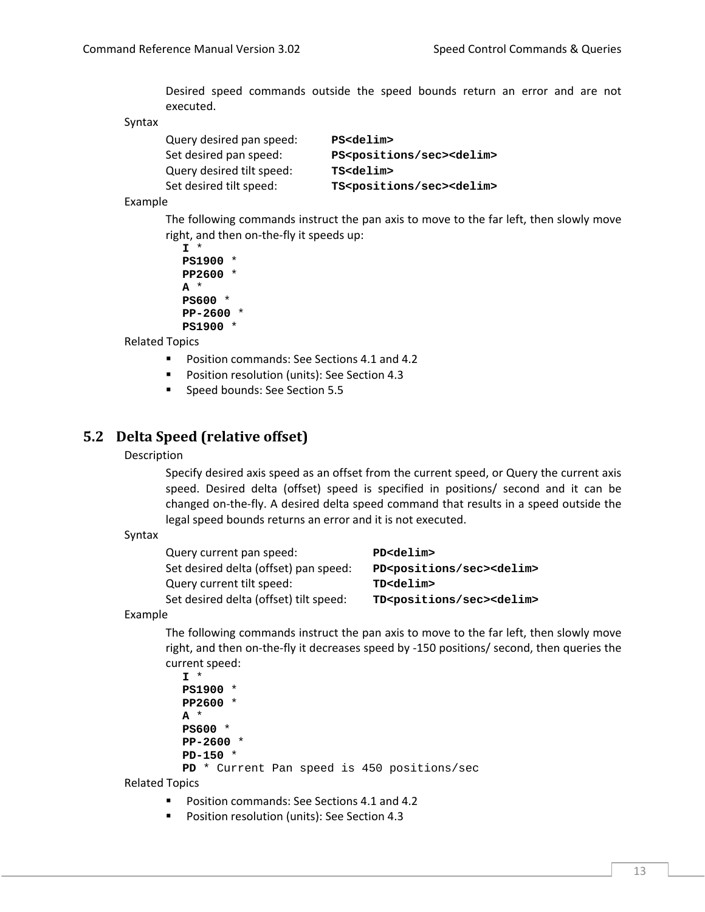Desired speed commands outside the speed bounds return an error and are not executed.

Syntax

| | |
|---|---|
| Query desired pan speed: | **PS<delim>** |
| Set desired pan speed: | **PS<positions/sec><delim>** |
| Query desired tilt speed: | **TS<delim>** |
| Set desired tilt speed: | **TS<positions/sec><delim>** |

Example

The following commands instruct the pan axis to move to the far left, then slowly move right, and then on-the-fly it speeds up:

```
I *
PS1900 *
PP2600 *
A *
PS600 *
PP-2600 *
PS1900 *
```

Related Topics

- Position commands: See Sections 4.1 and 4.2
- Position resolution (units): See Section 4.3
- Speed bounds: See Section 5.5

## 5.2 Delta Speed (relative offset)

Description

Specify desired axis speed as an offset from the current speed, or Query the current axis speed. Desired delta (offset) speed is specified in positions/ second and it can be changed on-the-fly. A desired delta speed command that results in a speed outside the legal speed bounds returns an error and it is not executed.

Syntax

| | |
|---|---|
| Query current pan speed: | **PD<delim>** |
| Set desired delta (offset) pan speed: | **PD<positions/sec><delim>** |
| Query current tilt speed: | **TD<delim>** |
| Set desired delta (offset) tilt speed: | **TD<positions/sec><delim>** |

Example

The following commands instruct the pan axis to move to the far left, then slowly move right, and then on-the-fly it decreases speed by -150 positions/ second, then queries the current speed:

```
I *
PS1900 *
PP2600 *
A *
PS600 *
PP-2600 *
PD-150 *
PD * Current Pan speed is 450 positions/sec
```

Related Topics

- Position commands: See Sections 4.1 and 4.2
- Position resolution (units): See Section 4.3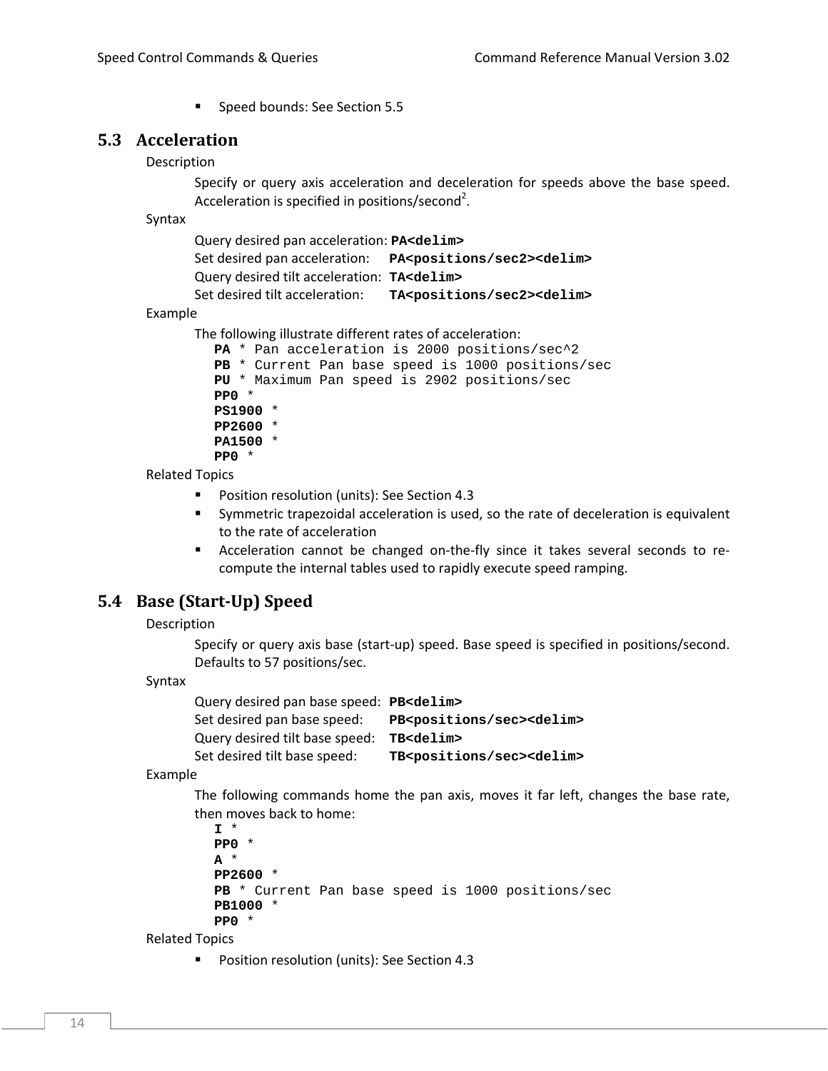- Speed bounds: See Section 5.5

## 5.3 Acceleration

Description

Specify or query axis acceleration and deceleration for speeds above the base speed. Acceleration is specified in positions/second$^2$.

Syntax

Query desired pan acceleration: **PA<delim>**
Set desired pan acceleration: **PA<positions/sec2><delim>**
Query desired tilt acceleration: **TA<delim>**
Set desired tilt acceleration: **TA<positions/sec2><delim>**

Example

The following illustrate different rates of acceleration:

```
PA * Pan acceleration is 2000 positions/sec^2
PB * Current Pan base speed is 1000 positions/sec
PU * Maximum Pan speed is 2902 positions/sec
PP0 *
PS1900 *
PP2600 *
PA1500 *
PP0 *
```

Related Topics

- Position resolution (units): See Section 4.3
- Symmetric trapezoidal acceleration is used, so the rate of deceleration is equivalent to the rate of acceleration
- Acceleration cannot be changed on-the-fly since it takes several seconds to re-compute the internal tables used to rapidly execute speed ramping.

## 5.4 Base (Start-Up) Speed

Description

Specify or query axis base (start-up) speed. Base speed is specified in positions/second. Defaults to 57 positions/sec.

Syntax

Query desired pan base speed: **PB<delim>**
Set desired pan base speed: **PB<positions/sec><delim>**
Query desired tilt base speed: **TB<delim>**
Set desired tilt base speed: **TB<positions/sec><delim>**

Example

The following commands home the pan axis, moves it far left, changes the base rate, then moves back to home:

```
I *
PP0 *
A *
PP2600 *
PB * Current Pan base speed is 1000 positions/sec
PB1000 *
PP0 *
```

Related Topics

- Position resolution (units): See Section 4.3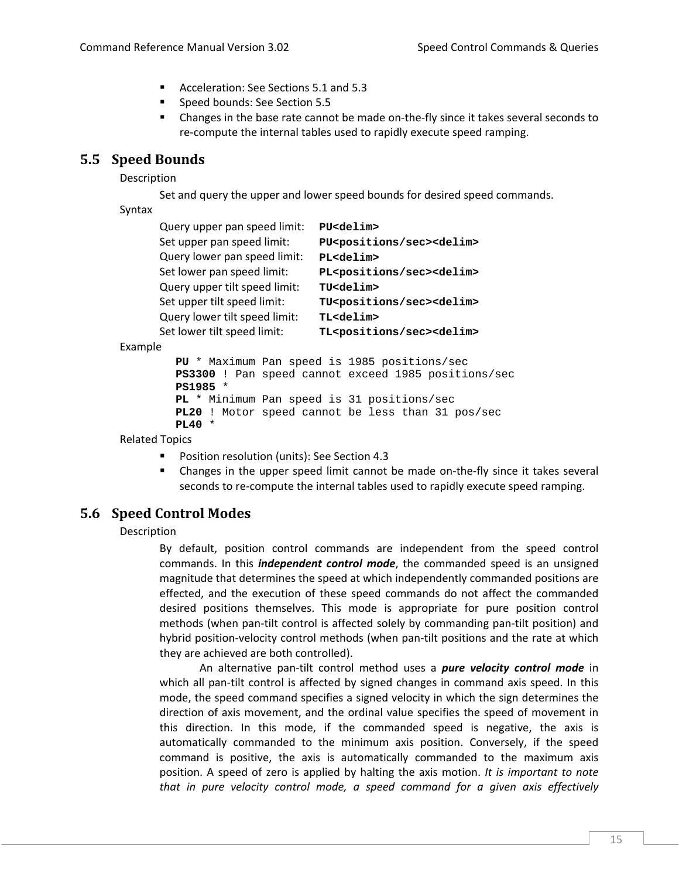- Acceleration: See Sections 5.1 and 5.3
- Speed bounds: See Section 5.5
- Changes in the base rate cannot be made on-the-fly since it takes several seconds to re-compute the internal tables used to rapidly execute speed ramping.

## 5.5 Speed Bounds

Description

Set and query the upper and lower speed bounds for desired speed commands.

Syntax

| | |
|---|---|
| Query upper pan speed limit: | **PU<delim>** |
| Set upper pan speed limit: | **PU<positions/sec><delim>** |
| Query lower pan speed limit: | **PL<delim>** |
| Set lower pan speed limit: | **PL<positions/sec><delim>** |
| Query upper tilt speed limit: | **TU<delim>** |
| Set upper tilt speed limit: | **TU<positions/sec><delim>** |
| Query lower tilt speed limit: | **TL<delim>** |
| Set lower tilt speed limit: | **TL<positions/sec><delim>** |

Example

```
PU * Maximum Pan speed is 1985 positions/sec
PS3300 ! Pan speed cannot exceed 1985 positions/sec
PS1985 *
PL * Minimum Pan speed is 31 positions/sec
PL20 ! Motor speed cannot be less than 31 pos/sec
PL40 *
```

Related Topics

- Position resolution (units): See Section 4.3
- Changes in the upper speed limit cannot be made on-the-fly since it takes several seconds to re-compute the internal tables used to rapidly execute speed ramping.

## 5.6 Speed Control Modes

Description

By default, position control commands are independent from the speed control commands. In this ***independent control mode***, the commanded speed is an unsigned magnitude that determines the speed at which independently commanded positions are effected, and the execution of these speed commands do not affect the commanded desired positions themselves. This mode is appropriate for pure position control methods (when pan-tilt control is affected solely by commanding pan-tilt position) and hybrid position-velocity control methods (when pan-tilt positions and the rate at which they are achieved are both controlled).

An alternative pan-tilt control method uses a ***pure velocity control mode*** in which all pan-tilt control is affected by signed changes in command axis speed. In this mode, the speed command specifies a signed velocity in which the sign determines the direction of axis movement, and the ordinal value specifies the speed of movement in this direction. In this mode, if the commanded speed is negative, the axis is automatically commanded to the minimum axis position. Conversely, if the speed command is positive, the axis is automatically commanded to the maximum axis position. A speed of zero is applied by halting the axis motion. *It is important to note that in pure velocity control mode, a speed command for a given axis effectively*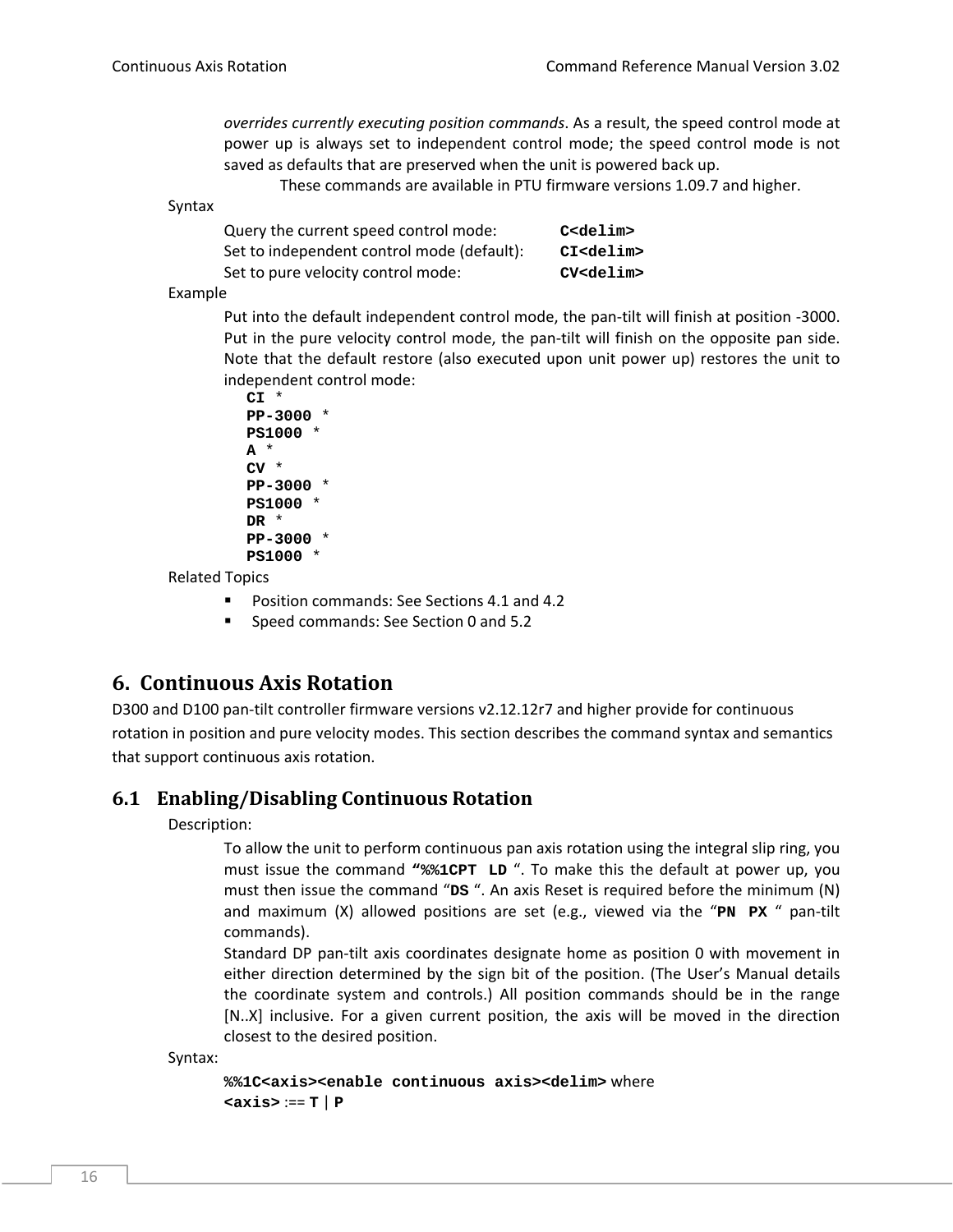*overrides currently executing position commands*. As a result, the speed control mode at power up is always set to independent control mode; the speed control mode is not saved as defaults that are preserved when the unit is powered back up.

These commands are available in PTU firmware versions 1.09.7 and higher.

Syntax

| | |
|---|---|
| Query the current speed control mode: | **C<delim>** |
| Set to independent control mode (default): | **CI<delim>** |
| Set to pure velocity control mode: | **CV<delim>** |

Example

Put into the default independent control mode, the pan-tilt will finish at position -3000. Put in the pure velocity control mode, the pan-tilt will finish on the opposite pan side. Note that the default restore (also executed upon unit power up) restores the unit to independent control mode:

```
CI *
PP-3000 *
PS1000 *
A *
CV *
PP-3000 *
PS1000 *
DR *
PP-3000 *
PS1000 *
```

Related Topics

- Position commands: See Sections 4.1 and 4.2
- Speed commands: See Section 0 and 5.2

# 6. Continuous Axis Rotation

D300 and D100 pan-tilt controller firmware versions v2.12.12r7 and higher provide for continuous rotation in position and pure velocity modes. This section describes the command syntax and semantics that support continuous axis rotation.

## 6.1 Enabling/Disabling Continuous Rotation

Description:

To allow the unit to perform continuous pan axis rotation using the integral slip ring, you must issue the command **"%%1CPT LD** ". To make this the default at power up, you must then issue the command "**DS** ". An axis Reset is required before the minimum (N) and maximum (X) allowed positions are set (e.g., viewed via the "**PN PX** " pan-tilt commands).

Standard DP pan-tilt axis coordinates designate home as position 0 with movement in either direction determined by the sign bit of the position. (The User's Manual details the coordinate system and controls.) All position commands should be in the range [N..X] inclusive. For a given current position, the axis will be moved in the direction closest to the desired position.

Syntax:

**%%1C<axis><enable continuous axis><delim>** where
**<axis>** :== **T** | **P**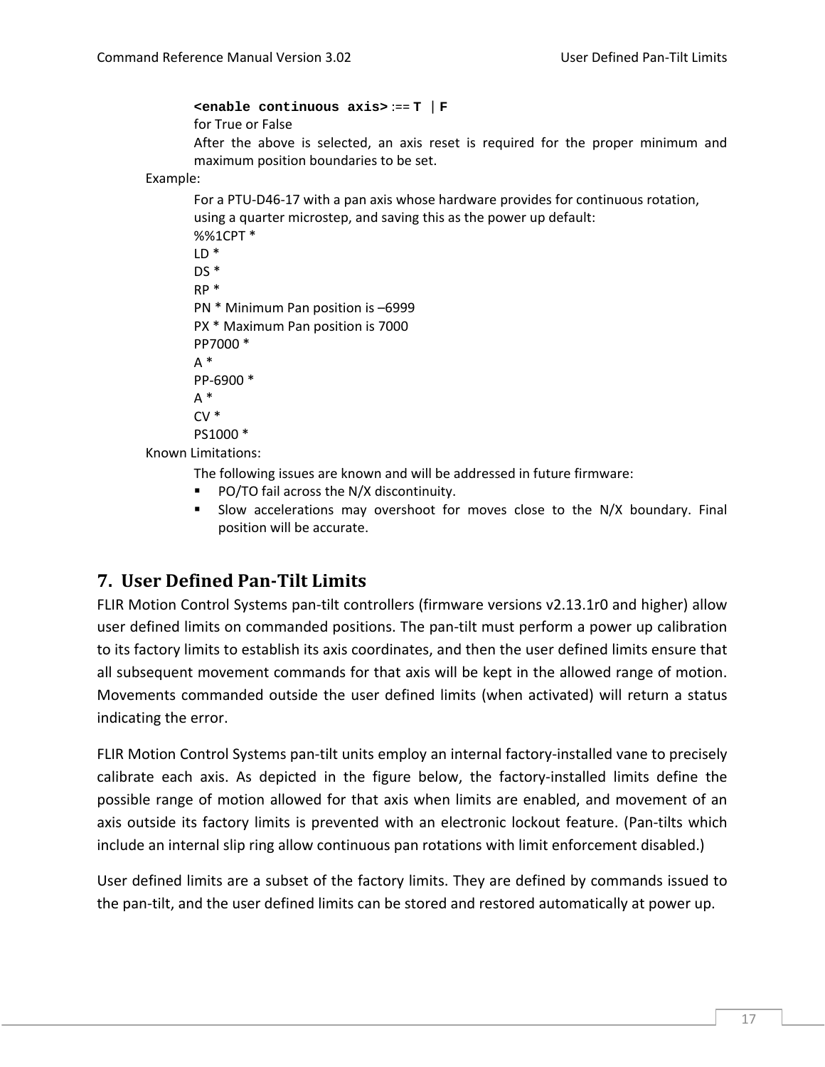**<enable continuous axis>** :== **T** | **F**

for True or False

After the above is selected, an axis reset is required for the proper minimum and maximum position boundaries to be set.

Example:

For a PTU-D46-17 with a pan axis whose hardware provides for continuous rotation, using a quarter microstep, and saving this as the power up default:

```
%%1CPT *
LD *
DS *
RP *
PN * Minimum Pan position is –6999
PX * Maximum Pan position is 7000
PP7000 *
A *
PP-6900 *
A *
CV *
PS1000 *
```

Known Limitations:

The following issues are known and will be addressed in future firmware:

- PO/TO fail across the N/X discontinuity.
- Slow accelerations may overshoot for moves close to the N/X boundary. Final position will be accurate.

# 7. User Defined Pan-Tilt Limits

FLIR Motion Control Systems pan-tilt controllers (firmware versions v2.13.1r0 and higher) allow user defined limits on commanded positions. The pan-tilt must perform a power up calibration to its factory limits to establish its axis coordinates, and then the user defined limits ensure that all subsequent movement commands for that axis will be kept in the allowed range of motion. Movements commanded outside the user defined limits (when activated) will return a status indicating the error.

FLIR Motion Control Systems pan-tilt units employ an internal factory-installed vane to precisely calibrate each axis. As depicted in the figure below, the factory-installed limits define the possible range of motion allowed for that axis when limits are enabled, and movement of an axis outside its factory limits is prevented with an electronic lockout feature. (Pan-tilts which include an internal slip ring allow continuous pan rotations with limit enforcement disabled.)

User defined limits are a subset of the factory limits. They are defined by commands issued to the pan-tilt, and the user defined limits can be stored and restored automatically at power up.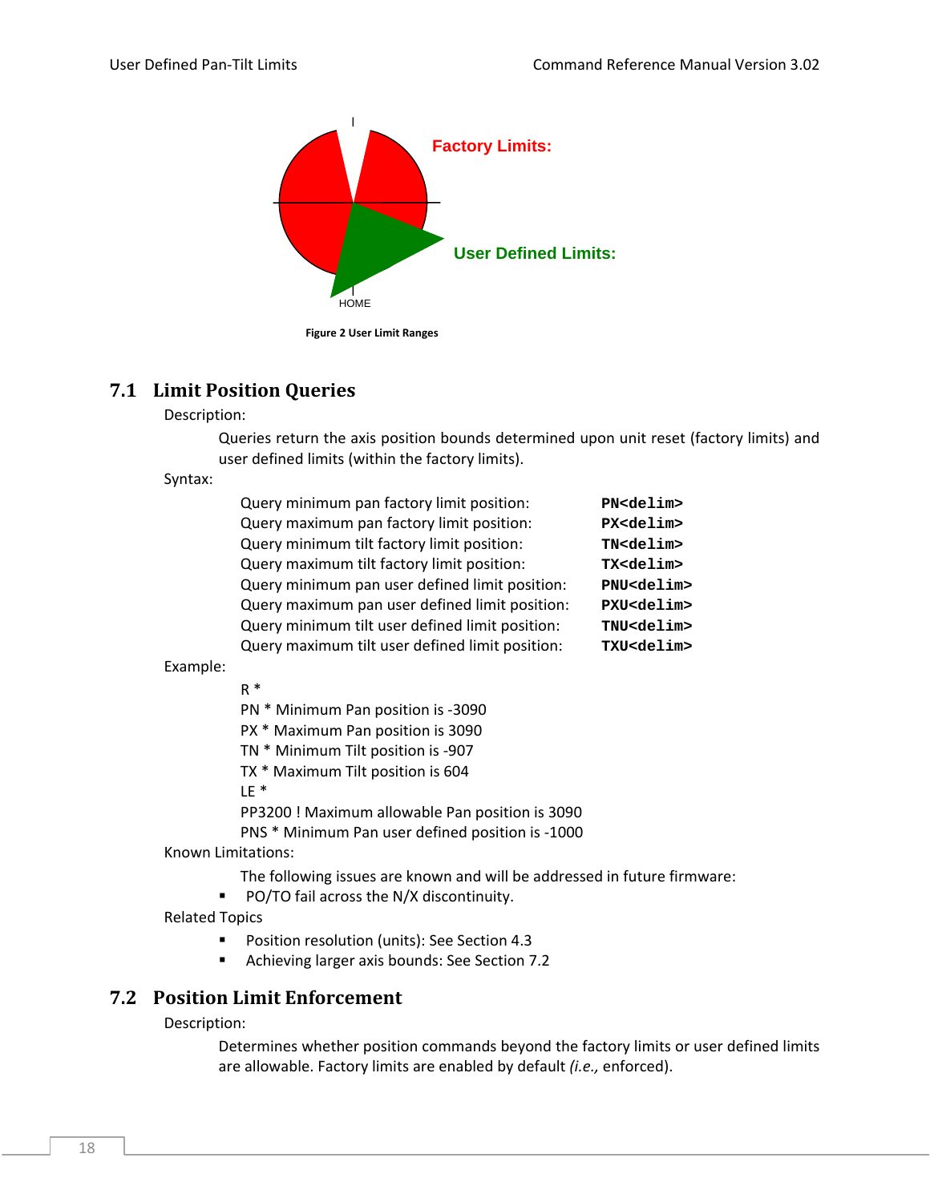Factory Limits:

User Defined Limits:

HOME

**Figure 2 User Limit Ranges**

## 7.1 Limit Position Queries

Description:

Queries return the axis position bounds determined upon unit reset (factory limits) and user defined limits (within the factory limits).

Syntax:

| | |
|---|---|
| Query minimum pan factory limit position: | **PN<delim>** |
| Query maximum pan factory limit position: | **PX<delim>** |
| Query minimum tilt factory limit position: | **TN<delim>** |
| Query maximum tilt factory limit position: | **TX<delim>** |
| Query minimum pan user defined limit position: | **PNU<delim>** |
| Query maximum pan user defined limit position: | **PXU<delim>** |
| Query minimum tilt user defined limit position: | **TNU<delim>** |
| Query maximum tilt user defined limit position: | **TXU<delim>** |

Example:

R *
PN * Minimum Pan position is -3090
PX * Maximum Pan position is 3090
TN * Minimum Tilt position is -907
TX * Maximum Tilt position is 604
LE *
PP3200 ! Maximum allowable Pan position is 3090
PNS * Minimum Pan user defined position is -1000

Known Limitations:

The following issues are known and will be addressed in future firmware:

- PO/TO fail across the N/X discontinuity.

Related Topics

- Position resolution (units): See Section 4.3
- Achieving larger axis bounds: See Section 7.2

## 7.2 Position Limit Enforcement

Description:

Determines whether position commands beyond the factory limits or user defined limits are allowable. Factory limits are enabled by default *(i.e.,* enforced).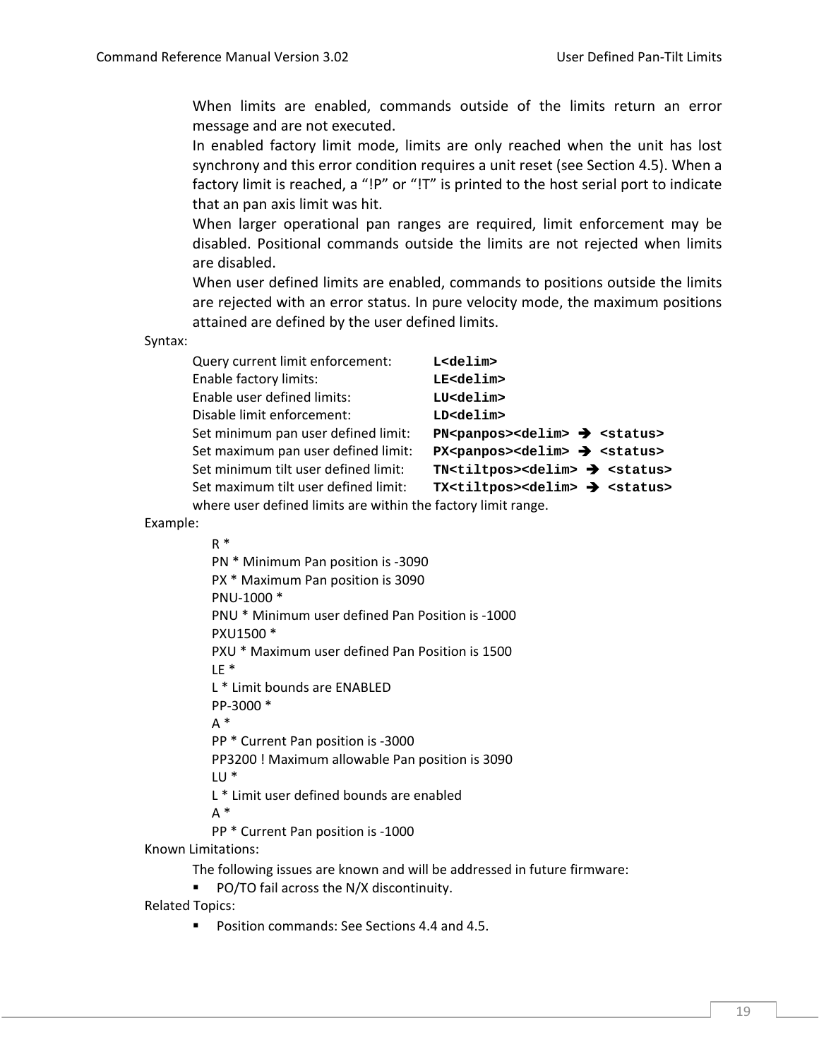When limits are enabled, commands outside of the limits return an error message and are not executed.

In enabled factory limit mode, limits are only reached when the unit has lost synchrony and this error condition requires a unit reset (see Section 4.5). When a factory limit is reached, a “!P” or “!T” is printed to the host serial port to indicate that an pan axis limit was hit.

When larger operational pan ranges are required, limit enforcement may be disabled. Positional commands outside the limits are not rejected when limits are disabled.

When user defined limits are enabled, commands to positions outside the limits are rejected with an error status. In pure velocity mode, the maximum positions attained are defined by the user defined limits.

Syntax:

| | |
|---|---|
| Query current limit enforcement: | **L<delim>** |
| Enable factory limits: | **LE<delim>** |
| Enable user defined limits: | **LU<delim>** |
| Disable limit enforcement: | **LD<delim>** |
| Set minimum pan user defined limit: | **PN<panpos><delim> ➔ <status>** |
| Set maximum pan user defined limit: | **PX<panpos><delim> ➔ <status>** |
| Set minimum tilt user defined limit: | **TN<tiltpos><delim> ➔ <status>** |
| Set maximum tilt user defined limit: | **TX<tiltpos><delim> ➔ <status>** |

where user defined limits are within the factory limit range.

Example:

```
R *
PN * Minimum Pan position is -3090
PX * Maximum Pan position is 3090
PNU-1000 *
PNU * Minimum user defined Pan Position is -1000
PXU1500 *
PXU * Maximum user defined Pan Position is 1500
LE *
L * Limit bounds are ENABLED
PP-3000 *
A *
PP * Current Pan position is -3000
PP3200 ! Maximum allowable Pan position is 3090
LU *
L * Limit user defined bounds are enabled
A *
PP * Current Pan position is -1000
```

Known Limitations:

The following issues are known and will be addressed in future firmware:

- PO/TO fail across the N/X discontinuity.

Related Topics:

- Position commands: See Sections 4.4 and 4.5.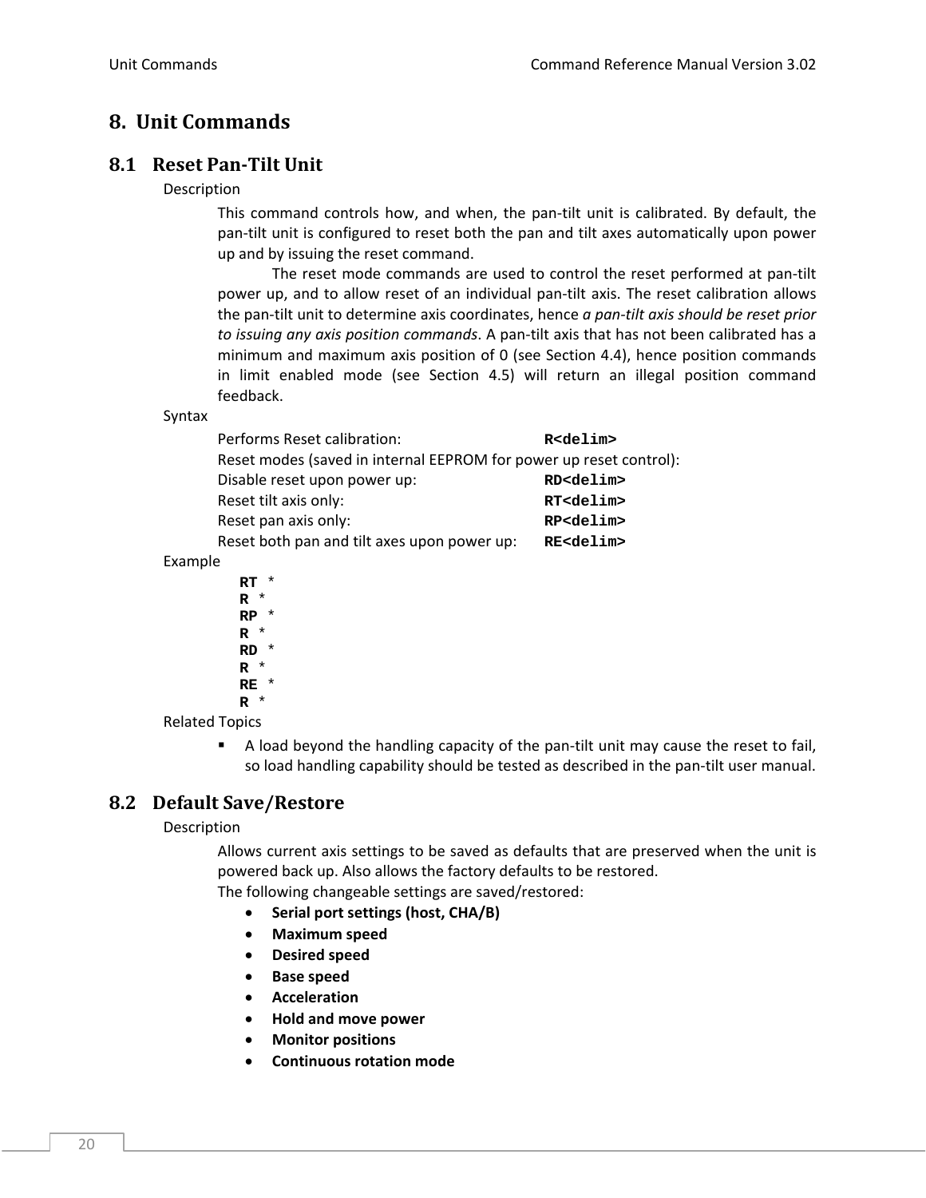# 8. Unit Commands

## 8.1 Reset Pan-Tilt Unit

Description

This command controls how, and when, the pan-tilt unit is calibrated. By default, the pan-tilt unit is configured to reset both the pan and tilt axes automatically upon power up and by issuing the reset command.

The reset mode commands are used to control the reset performed at pan-tilt power up, and to allow reset of an individual pan-tilt axis. The reset calibration allows the pan-tilt unit to determine axis coordinates, hence *a pan-tilt axis should be reset prior to issuing any axis position commands*. A pan-tilt axis that has not been calibrated has a minimum and maximum axis position of 0 (see Section 4.4), hence position commands in limit enabled mode (see Section 4.5) will return an illegal position command feedback.

Syntax

Performs Reset calibration: **`R<delim>`**

Reset modes (saved in internal EEPROM for power up reset control):

Disable reset upon power up: **`RD<delim>`**

Reset tilt axis only: **`RT<delim>`**

Reset pan axis only: **`RP<delim>`**

Reset both pan and tilt axes upon power up: **`RE<delim>`**

Example

```
RT *
R *
RP *
R *
RD *
R *
RE *
R *
```

Related Topics

- A load beyond the handling capacity of the pan-tilt unit may cause the reset to fail, so load handling capability should be tested as described in the pan-tilt user manual.

## 8.2 Default Save/Restore

Description

Allows current axis settings to be saved as defaults that are preserved when the unit is powered back up. Also allows the factory defaults to be restored.

The following changeable settings are saved/restored:

- **Serial port settings (host, CHA/B)**
- **Maximum speed**
- **Desired speed**
- **Base speed**
- **Acceleration**
- **Hold and move power**
- **Monitor positions**
- **Continuous rotation mode**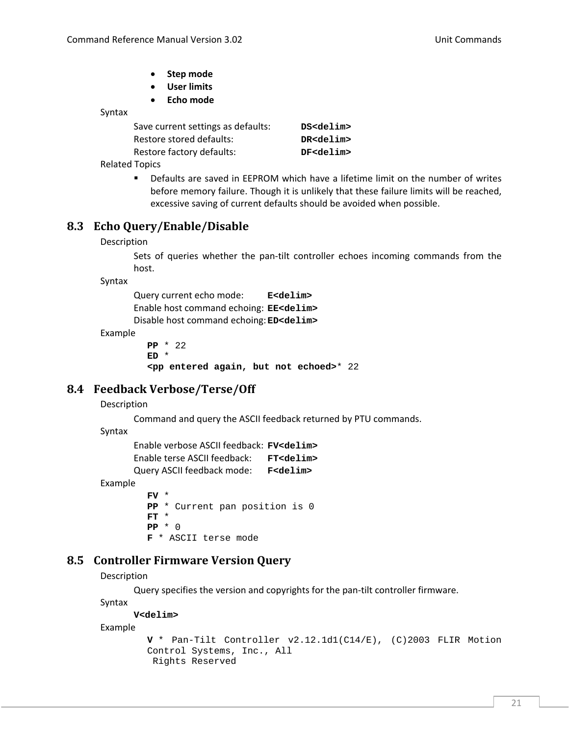- **Step mode**
- **User limits**
- **Echo mode**

Syntax

Save current settings as defaults: **DS<delim>**
Restore stored defaults: **DR<delim>**
Restore factory defaults: **DF<delim>**

Related Topics

- Defaults are saved in EEPROM which have a lifetime limit on the number of writes before memory failure. Though it is unlikely that these failure limits will be reached, excessive saving of current defaults should be avoided when possible.

## 8.3 Echo Query/Enable/Disable

Description

Sets of queries whether the pan-tilt controller echoes incoming commands from the host.

Syntax

Query current echo mode: **E<delim>**
Enable host command echoing: **EE<delim>**
Disable host command echoing: **ED<delim>**

Example

```
PP * 22
ED *
<pp entered again, but not echoed>* 22
```

## 8.4 Feedback Verbose/Terse/Off

Description

Command and query the ASCII feedback returned by PTU commands.

Syntax

Enable verbose ASCII feedback: **FV<delim>**
Enable terse ASCII feedback: **FT<delim>**
Query ASCII feedback mode: **F<delim>**

Example

```
FV *
PP * Current pan position is 0
FT *
PP * 0
F * ASCII terse mode
```

## 8.5 Controller Firmware Version Query

Description

Query specifies the version and copyrights for the pan-tilt controller firmware.

Syntax

**V<delim>**

Example

```
V * Pan-Tilt Controller v2.12.1d1(C14/E), (C)2003 FLIR Motion
Control Systems, Inc., All
 Rights Reserved
```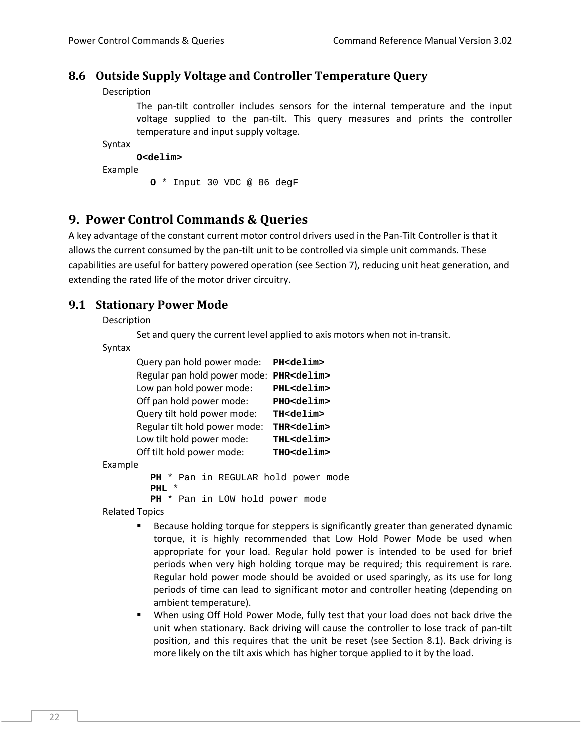## 8.6 Outside Supply Voltage and Controller Temperature Query

Description

The pan-tilt controller includes sensors for the internal temperature and the input voltage supplied to the pan-tilt. This query measures and prints the controller temperature and input supply voltage.

Syntax

**O<delim>**

Example

```
O * Input 30 VDC @ 86 degF
```

# 9. Power Control Commands & Queries

A key advantage of the constant current motor control drivers used in the Pan-Tilt Controller is that it allows the current consumed by the pan-tilt unit to be controlled via simple unit commands. These capabilities are useful for battery powered operation (see Section 7), reducing unit heat generation, and extending the rated life of the motor driver circuitry.

## 9.1 Stationary Power Mode

Description

Set and query the current level applied to axis motors when not in-transit.

Syntax

| | |
|---|---|
| Query pan hold power mode: | **PH<delim>** |
| Regular pan hold power mode: | **PHR<delim>** |
| Low pan hold power mode: | **PHL<delim>** |
| Off pan hold power mode: | **PHO<delim>** |
| Query tilt hold power mode: | **TH<delim>** |
| Regular tilt hold power mode: | **THR<delim>** |
| Low tilt hold power mode: | **THL<delim>** |
| Off tilt hold power mode: | **THO<delim>** |

Example

```
PH * Pan in REGULAR hold power mode
PHL *
PH * Pan in LOW hold power mode
```

Related Topics

- Because holding torque for steppers is significantly greater than generated dynamic torque, it is highly recommended that Low Hold Power Mode be used when appropriate for your load. Regular hold power is intended to be used for brief periods when very high holding torque may be required; this requirement is rare. Regular hold power mode should be avoided or used sparingly, as its use for long periods of time can lead to significant motor and controller heating (depending on ambient temperature).
- When using Off Hold Power Mode, fully test that your load does not back drive the unit when stationary. Back driving will cause the controller to lose track of pan-tilt position, and this requires that the unit be reset (see Section 8.1). Back driving is more likely on the tilt axis which has higher torque applied to it by the load.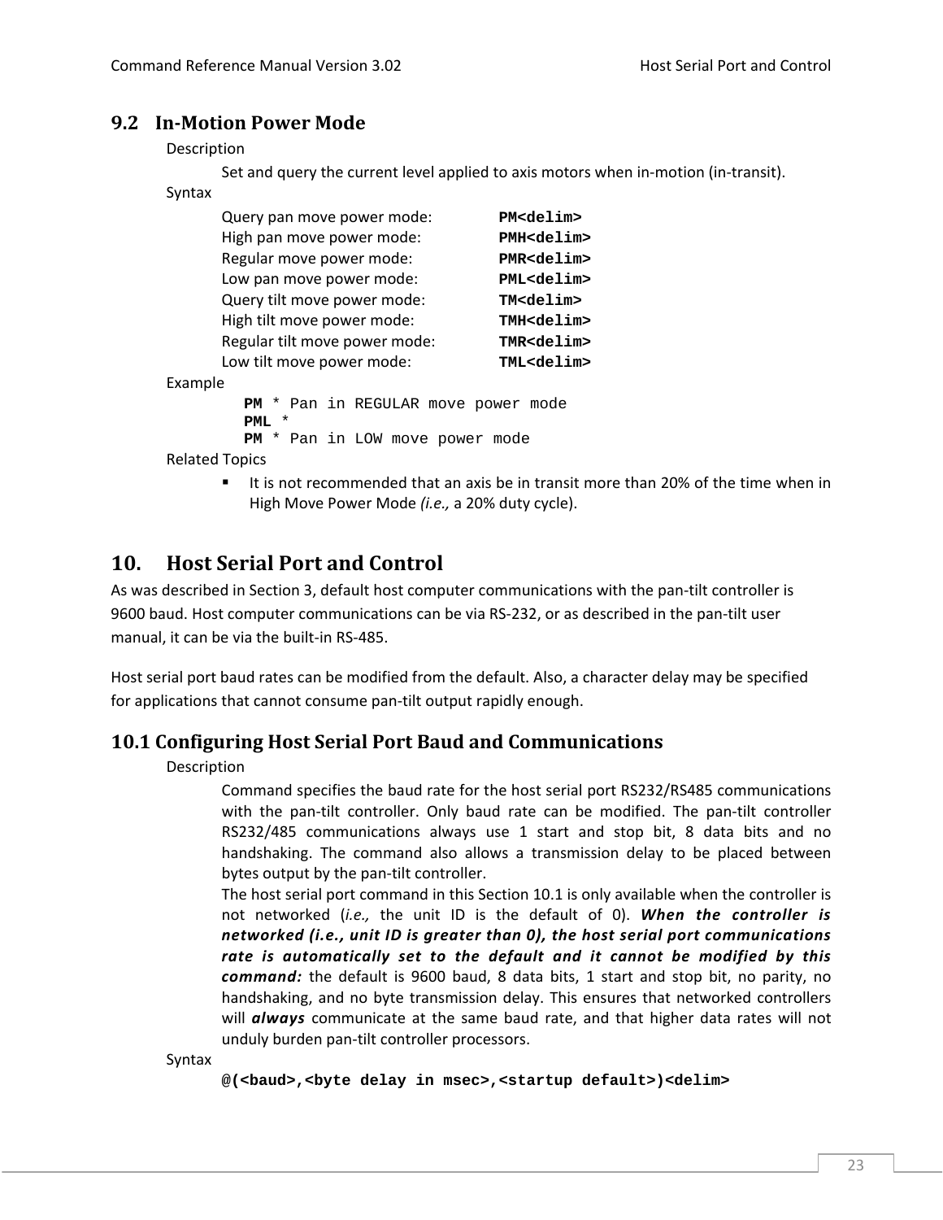## 9.2 In-Motion Power Mode

Description

Set and query the current level applied to axis motors when in-motion (in-transit).

Syntax

| | |
|---|---|
| Query pan move power mode: | **PM<delim>** |
| High pan move power mode: | **PMH<delim>** |
| Regular move power mode: | **PMR<delim>** |
| Low pan move power mode: | **PML<delim>** |
| Query tilt move power mode: | **TM<delim>** |
| High tilt move power mode: | **TMH<delim>** |
| Regular tilt move power mode: | **TMR<delim>** |
| Low tilt move power mode: | **TML<delim>** |

Example

```
PM * Pan in REGULAR move power mode
PML *
PM * Pan in LOW move power mode
```

Related Topics

- It is not recommended that an axis be in transit more than 20% of the time when in High Move Power Mode *(i.e.,* a 20% duty cycle).

# 10. Host Serial Port and Control

As was described in Section 3, default host computer communications with the pan-tilt controller is 9600 baud. Host computer communications can be via RS-232, or as described in the pan-tilt user manual, it can be via the built-in RS-485.

Host serial port baud rates can be modified from the default. Also, a character delay may be specified for applications that cannot consume pan-tilt output rapidly enough.

## 10.1 Configuring Host Serial Port Baud and Communications

Description

Command specifies the baud rate for the host serial port RS232/RS485 communications with the pan-tilt controller. Only baud rate can be modified. The pan-tilt controller RS232/485 communications always use 1 start and stop bit, 8 data bits and no handshaking. The command also allows a transmission delay to be placed between bytes output by the pan-tilt controller.

The host serial port command in this Section 10.1 is only available when the controller is not networked (*i.e.,* the unit ID is the default of 0). ***When the controller is networked (i.e., unit ID is greater than 0), the host serial port communications rate is automatically set to the default and it cannot be modified by this command:*** the default is 9600 baud, 8 data bits, 1 start and stop bit, no parity, no handshaking, and no byte transmission delay. This ensures that networked controllers will ***always*** communicate at the same baud rate, and that higher data rates will not unduly burden pan-tilt controller processors.

Syntax

**@(<baud>,<byte delay in msec>,<startup default>)<delim>**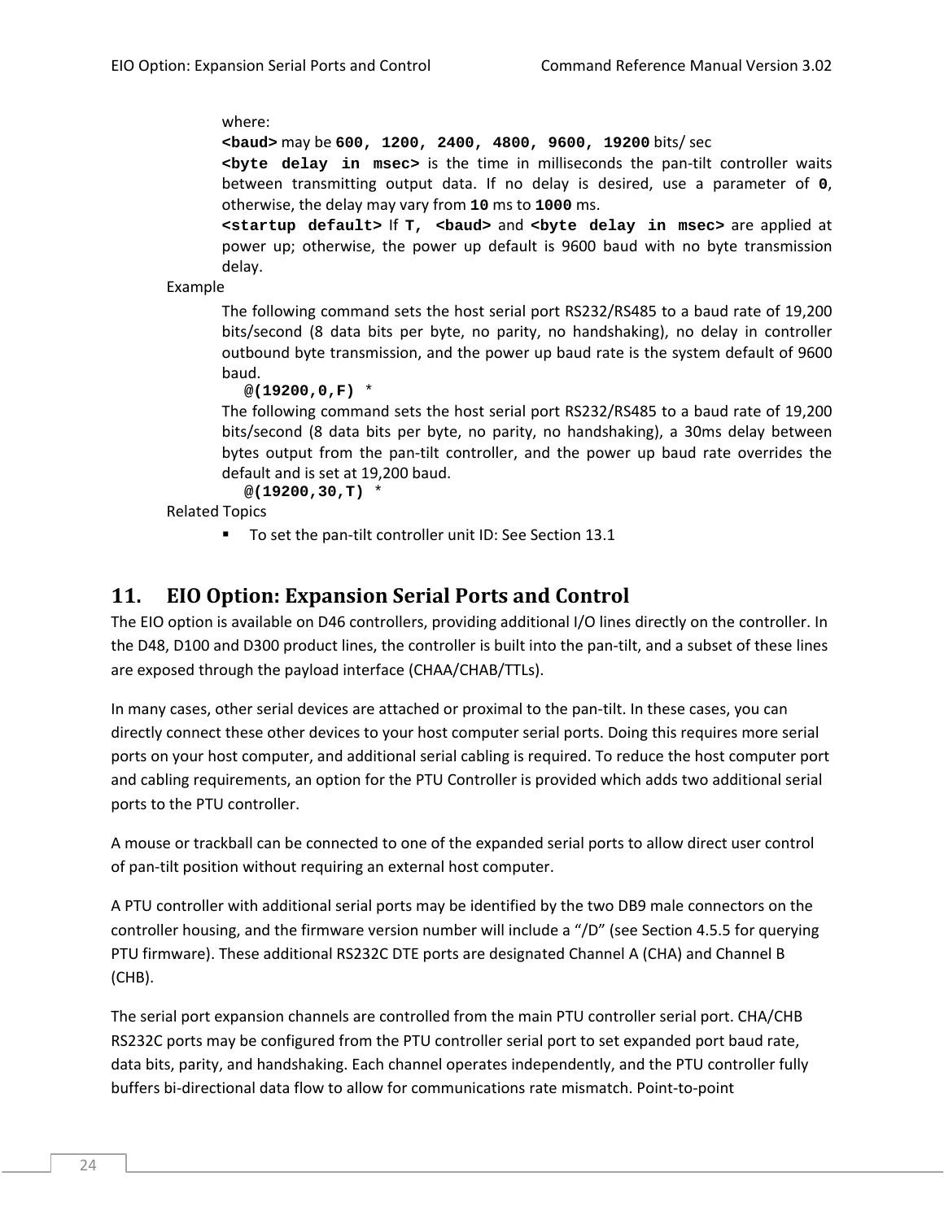where:

**<baud>** may be **600, 1200, 2400, 4800, 9600, 19200** bits/ sec

**<byte delay in msec>** is the time in milliseconds the pan-tilt controller waits between transmitting output data. If no delay is desired, use a parameter of **0**, otherwise, the delay may vary from **10** ms to **1000** ms.

**<startup default>** If **T, <baud>** and **<byte delay in msec>** are applied at power up; otherwise, the power up default is 9600 baud with no byte transmission delay.

Example

The following command sets the host serial port RS232/RS485 to a baud rate of 19,200 bits/second (8 data bits per byte, no parity, no handshaking), no delay in controller outbound byte transmission, and the power up baud rate is the system default of 9600 baud.

**@(19200,0,F)** *

The following command sets the host serial port RS232/RS485 to a baud rate of 19,200 bits/second (8 data bits per byte, no parity, no handshaking), a 30ms delay between bytes output from the pan-tilt controller, and the power up baud rate overrides the default and is set at 19,200 baud.

**@(19200,30,T)** *

Related Topics

- To set the pan-tilt controller unit ID: See Section 13.1

# 11. EIO Option: Expansion Serial Ports and Control

The EIO option is available on D46 controllers, providing additional I/O lines directly on the controller. In the D48, D100 and D300 product lines, the controller is built into the pan-tilt, and a subset of these lines are exposed through the payload interface (CHAA/CHAB/TTLs).

In many cases, other serial devices are attached or proximal to the pan-tilt. In these cases, you can directly connect these other devices to your host computer serial ports. Doing this requires more serial ports on your host computer, and additional serial cabling is required. To reduce the host computer port and cabling requirements, an option for the PTU Controller is provided which adds two additional serial ports to the PTU controller.

A mouse or trackball can be connected to one of the expanded serial ports to allow direct user control of pan-tilt position without requiring an external host computer.

A PTU controller with additional serial ports may be identified by the two DB9 male connectors on the controller housing, and the firmware version number will include a "/D" (see Section 4.5.5 for querying PTU firmware). These additional RS232C DTE ports are designated Channel A (CHA) and Channel B (CHB).

The serial port expansion channels are controlled from the main PTU controller serial port. CHA/CHB RS232C ports may be configured from the PTU controller serial port to set expanded port baud rate, data bits, parity, and handshaking. Each channel operates independently, and the PTU controller fully buffers bi-directional data flow to allow for communications rate mismatch. Point-to-point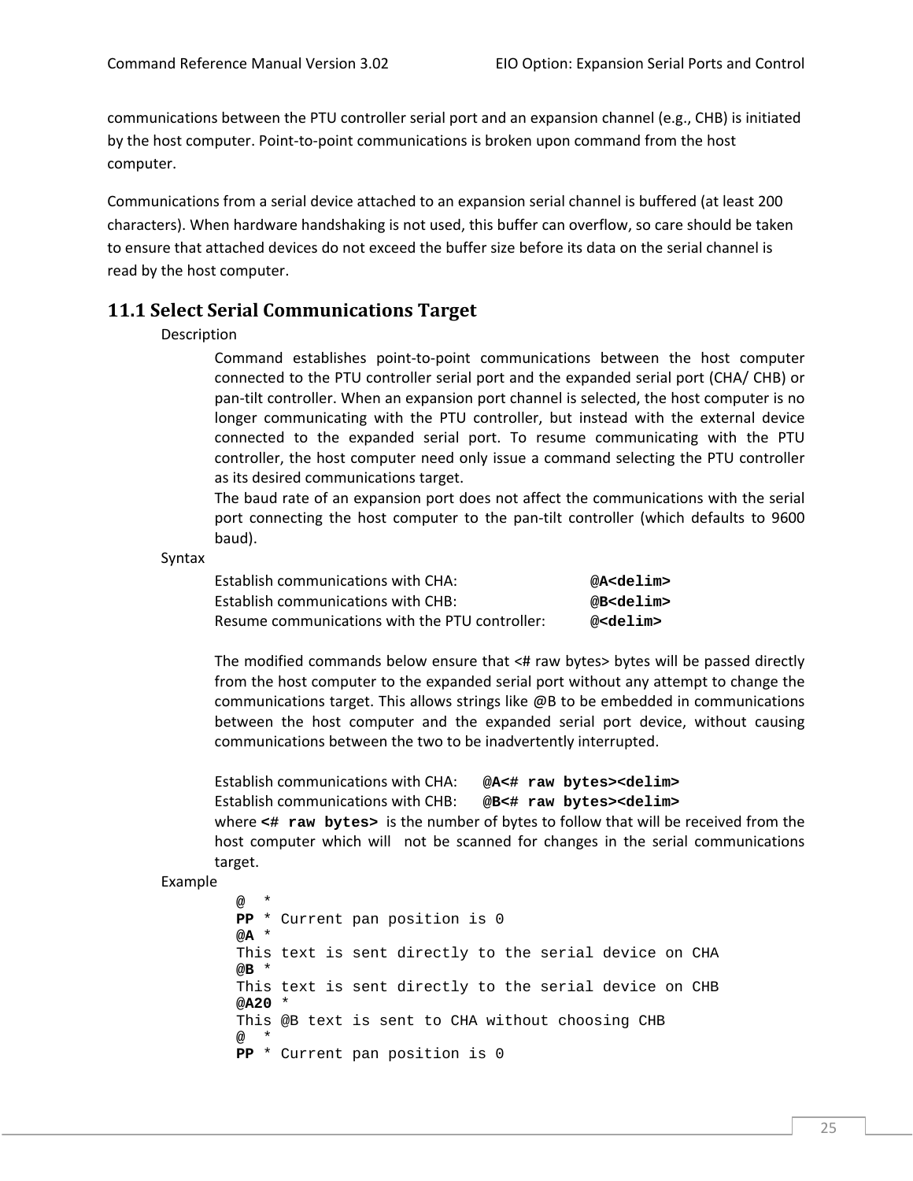communications between the PTU controller serial port and an expansion channel (e.g., CHB) is initiated by the host computer. Point-to-point communications is broken upon command from the host computer.

Communications from a serial device attached to an expansion serial channel is buffered (at least 200 characters). When hardware handshaking is not used, this buffer can overflow, so care should be taken to ensure that attached devices do not exceed the buffer size before its data on the serial channel is read by the host computer.

## 11.1 Select Serial Communications Target

Description

Command establishes point-to-point communications between the host computer connected to the PTU controller serial port and the expanded serial port (CHA/ CHB) or pan-tilt controller. When an expansion port channel is selected, the host computer is no longer communicating with the PTU controller, but instead with the external device connected to the expanded serial port. To resume communicating with the PTU controller, the host computer need only issue a command selecting the PTU controller as its desired communications target.

The baud rate of an expansion port does not affect the communications with the serial port connecting the host computer to the pan-tilt controller (which defaults to 9600 baud).

Syntax

Establish communications with CHA: **`@A<delim>`**
Establish communications with CHB: **`@B<delim>`**
Resume communications with the PTU controller: **`@<delim>`**

The modified commands below ensure that <# raw bytes> bytes will be passed directly from the host computer to the expanded serial port without any attempt to change the communications target. This allows strings like @B to be embedded in communications between the host computer and the expanded serial port device, without causing communications between the two to be inadvertently interrupted.

Establish communications with CHA: **`@A<# raw bytes><delim>`**
Establish communications with CHB: **`@B<# raw bytes><delim>`**
where **`<# raw bytes>`** is the number of bytes to follow that will be received from the host computer which will not be scanned for changes in the serial communications target.

Example

```
@  *
PP * Current pan position is 0
@A *
This text is sent directly to the serial device on CHA
@B *
This text is sent directly to the serial device on CHB
@A20 *
This @B text is sent to CHA without choosing CHB
@  *
PP * Current pan position is 0
```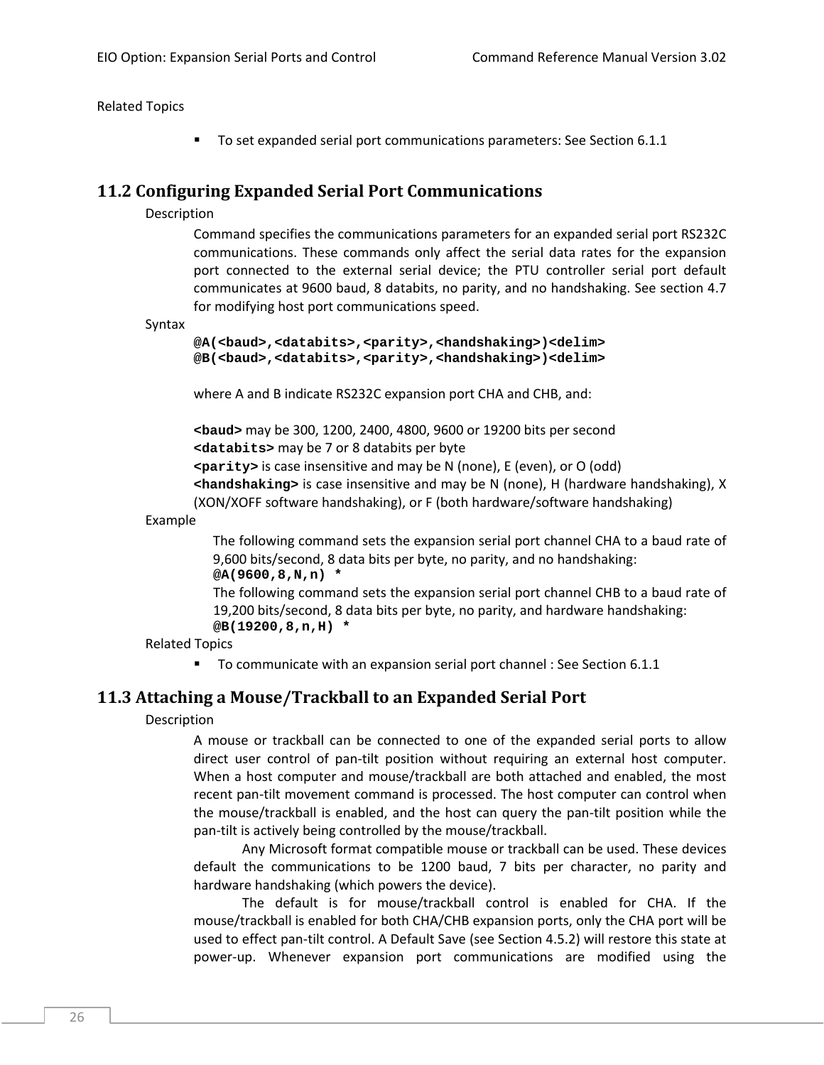Related Topics

- To set expanded serial port communications parameters: See Section 6.1.1

## 11.2 Configuring Expanded Serial Port Communications

Description

Command specifies the communications parameters for an expanded serial port RS232C communications. These commands only affect the serial data rates for the expansion port connected to the external serial device; the PTU controller serial port default communicates at 9600 baud, 8 databits, no parity, and no handshaking. See section 4.7 for modifying host port communications speed.

Syntax

**@A(<baud>,<databits>,<parity>,<handshaking>)<delim>**
**@B(<baud>,<databits>,<parity>,<handshaking>)<delim>**

where A and B indicate RS232C expansion port CHA and CHB, and:

**<baud>** may be 300, 1200, 2400, 4800, 9600 or 19200 bits per second
**<databits>** may be 7 or 8 databits per byte
**<parity>** is case insensitive and may be N (none), E (even), or O (odd)
**<handshaking>** is case insensitive and may be N (none), H (hardware handshaking), X (XON/XOFF software handshaking), or F (both hardware/software handshaking)

Example

The following command sets the expansion serial port channel CHA to a baud rate of 9,600 bits/second, 8 data bits per byte, no parity, and no handshaking:
**@A(9600,8,N,n) ***
The following command sets the expansion serial port channel CHB to a baud rate of 19,200 bits/second, 8 data bits per byte, no parity, and hardware handshaking:
**@B(19200,8,n,H) ***

Related Topics

- To communicate with an expansion serial port channel : See Section 6.1.1

## 11.3 Attaching a Mouse/Trackball to an Expanded Serial Port

Description

A mouse or trackball can be connected to one of the expanded serial ports to allow direct user control of pan-tilt position without requiring an external host computer. When a host computer and mouse/trackball are both attached and enabled, the most recent pan-tilt movement command is processed. The host computer can control when the mouse/trackball is enabled, and the host can query the pan-tilt position while the pan-tilt is actively being controlled by the mouse/trackball.

Any Microsoft format compatible mouse or trackball can be used. These devices default the communications to be 1200 baud, 7 bits per character, no parity and hardware handshaking (which powers the device).

The default is for mouse/trackball control is enabled for CHA. If the mouse/trackball is enabled for both CHA/CHB expansion ports, only the CHA port will be used to effect pan-tilt control. A Default Save (see Section 4.5.2) will restore this state at power-up. Whenever expansion port communications are modified using the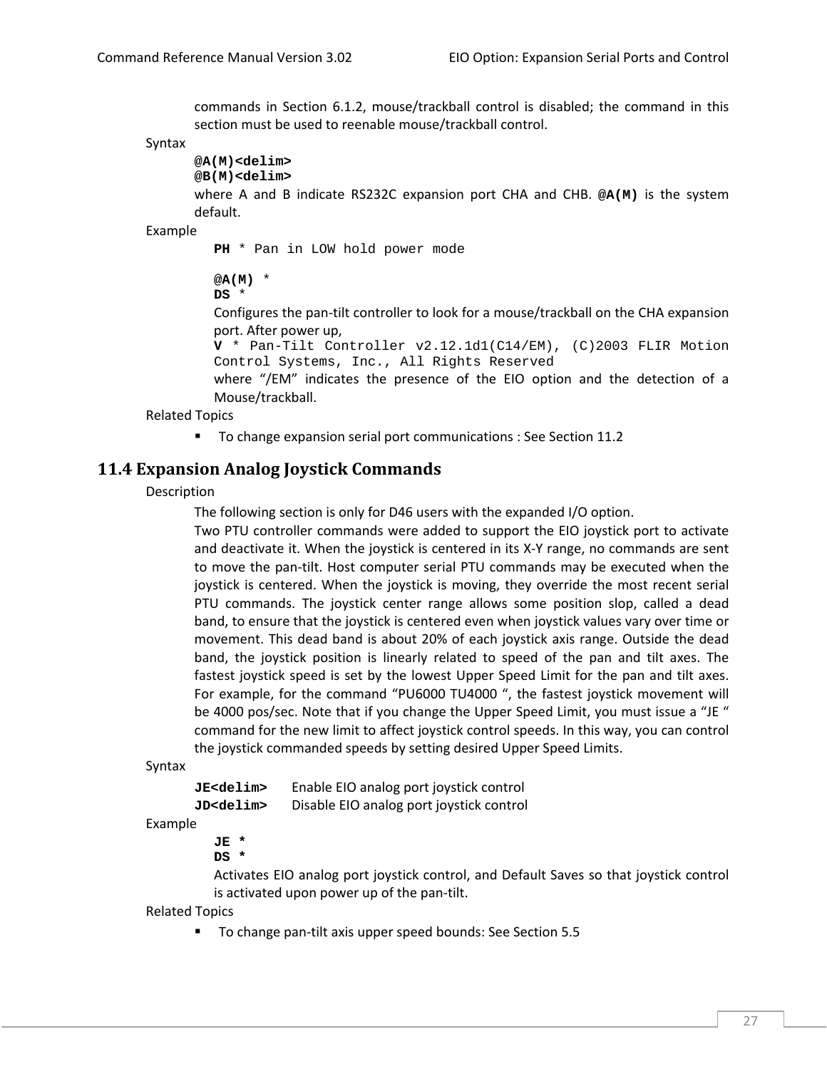commands in Section 6.1.2, mouse/trackball control is disabled; the command in this section must be used to reenable mouse/trackball control.

Syntax

**@A(M)<delim>**
**@B(M)<delim>**

where A and B indicate RS232C expansion port CHA and CHB. **@A(M)** is the system default.

Example

```
PH * Pan in LOW hold power mode

@A(M) *
DS *
```

Configures the pan-tilt controller to look for a mouse/trackball on the CHA expansion port. After power up,

```
V * Pan-Tilt Controller v2.12.1d1(C14/EM), (C)2003 FLIR Motion Control Systems, Inc., All Rights Reserved
```

where "/EM" indicates the presence of the EIO option and the detection of a Mouse/trackball.

Related Topics

- To change expansion serial port communications : See Section 11.2

## 11.4 Expansion Analog Joystick Commands

Description

The following section is only for D46 users with the expanded I/O option.

Two PTU controller commands were added to support the EIO joystick port to activate and deactivate it. When the joystick is centered in its X-Y range, no commands are sent to move the pan-tilt. Host computer serial PTU commands may be executed when the joystick is centered. When the joystick is moving, they override the most recent serial PTU commands. The joystick center range allows some position slop, called a dead band, to ensure that the joystick is centered even when joystick values vary over time or movement. This dead band is about 20% of each joystick axis range. Outside the dead band, the joystick position is linearly related to speed of the pan and tilt axes. The fastest joystick speed is set by the lowest Upper Speed Limit for the pan and tilt axes. For example, for the command "PU6000 TU4000 ", the fastest joystick movement will be 4000 pos/sec. Note that if you change the Upper Speed Limit, you must issue a "JE " command for the new limit to affect joystick control speeds. In this way, you can control the joystick commanded speeds by setting desired Upper Speed Limits.

Syntax

**JE<delim>** Enable EIO analog port joystick control
**JD<delim>** Disable EIO analog port joystick control

Example

```
JE *
DS *
```

Activates EIO analog port joystick control, and Default Saves so that joystick control is activated upon power up of the pan-tilt.

Related Topics

- To change pan-tilt axis upper speed bounds: See Section 5.5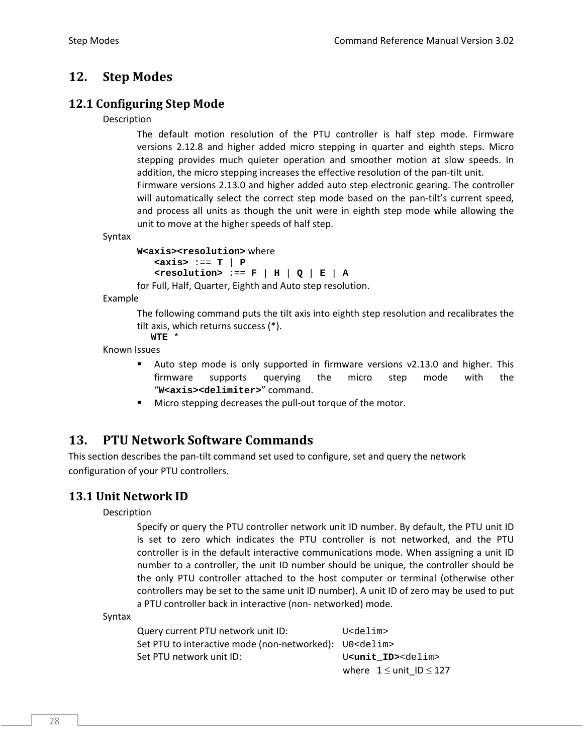# 12. Step Modes

## 12.1 Configuring Step Mode

Description

The default motion resolution of the PTU controller is half step mode. Firmware versions 2.12.8 and higher added micro stepping in quarter and eighth steps. Micro stepping provides much quieter operation and smoother motion at slow speeds. In addition, the micro stepping increases the effective resolution of the pan-tilt unit.

Firmware versions 2.13.0 and higher added auto step electronic gearing. The controller will automatically select the correct step mode based on the pan-tilt's current speed, and process all units as though the unit were in eighth step mode while allowing the unit to move at the higher speeds of half step.

Syntax

**W<axis><resolution>** where
  **<axis>** :== **T** | **P**
  **<resolution>** :== **F** | **H** | **Q** | **E** | **A**

for Full, Half, Quarter, Eighth and Auto step resolution.

Example

The following command puts the tilt axis into eighth step resolution and recalibrates the tilt axis, which returns success (*).

```
WTE *
```

Known Issues

- Auto step mode is only supported in firmware versions v2.13.0 and higher. This firmware supports querying the micro step mode with the "**W<axis><delimiter>**" command.
- Micro stepping decreases the pull-out torque of the motor.

# 13. PTU Network Software Commands

This section describes the pan-tilt command set used to configure, set and query the network configuration of your PTU controllers.

## 13.1 Unit Network ID

Description

Specify or query the PTU controller network unit ID number. By default, the PTU unit ID is set to zero which indicates the PTU controller is not networked, and the PTU controller is in the default interactive communications mode. When assigning a unit ID number to a controller, the unit ID number should be unique, the controller should be the only PTU controller attached to the host computer or terminal (otherwise other controllers may be set to the same unit ID number). A unit ID of zero may be used to put a PTU controller back in interactive (non- networked) mode.

Syntax

| | |
|---|---|
| Query current PTU network unit ID: | `U<delim>` |
| Set PTU to interactive mode (non-networked): | `U0<delim>` |
| Set PTU network unit ID: | U**<unit_ID>**<delim> |
| | where $1 \le$ unit_ID $\le 127$ |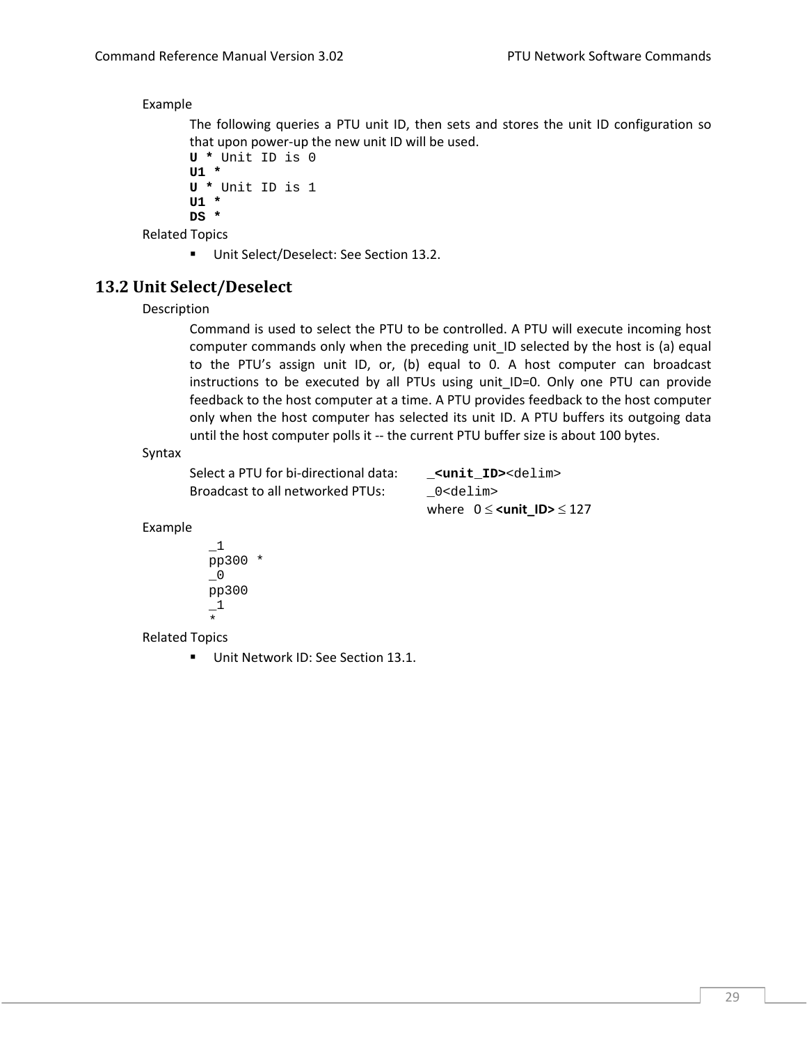Example

The following queries a PTU unit ID, then sets and stores the unit ID configuration so that upon power-up the new unit ID will be used.

```
U * Unit ID is 0
U1 *
U * Unit ID is 1
U1 *
DS *
```

Related Topics

- Unit Select/Deselect: See Section 13.2.

## 13.2 Unit Select/Deselect

Description

Command is used to select the PTU to be controlled. A PTU will execute incoming host computer commands only when the preceding unit_ID selected by the host is (a) equal to the PTU's assign unit ID, or, (b) equal to 0. A host computer can broadcast instructions to be executed by all PTUs using unit_ID=0. Only one PTU can provide feedback to the host computer at a time. A PTU provides feedback to the host computer only when the host computer has selected its unit ID. A PTU buffers its outgoing data until the host computer polls it -- the current PTU buffer size is about 100 bytes.

Syntax

Select a PTU for bi-directional data: `_<unit_ID><delim>`

Broadcast to all networked PTUs: `_0<delim>`

where $0 \le$ **<unit_ID>** $\le 127$

Example

```
_1
pp300 *
_0
pp300
_1
*
```

Related Topics

- Unit Network ID: See Section 13.1.